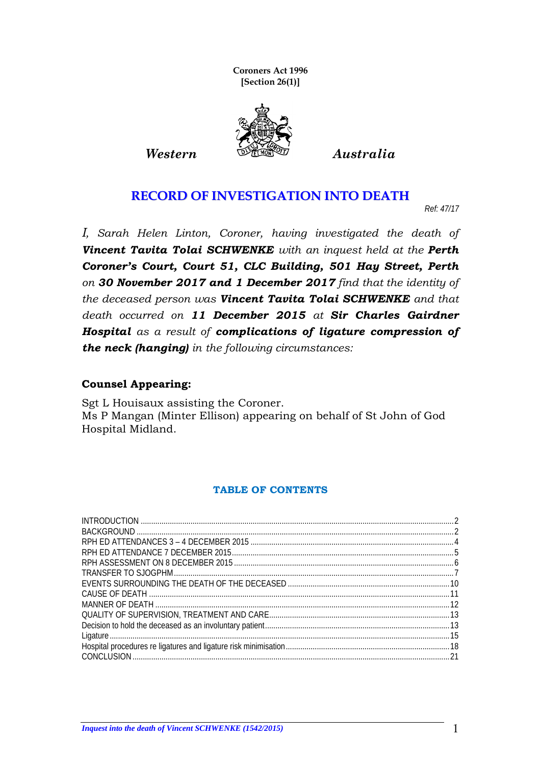**Coroners Act 1996**
**[Section 26(1)]**

*Western* *Australia*

# RECORD OF INVESTIGATION INTO DEATH

*Ref: 47/17*

*I, Sarah Helen Linton, Coroner, having investigated the death of* ***Vincent Tavita Tolai SCHWENKE*** *with an inquest held at the* ***Perth Coroner's Court, Court 51, CLC Building, 501 Hay Street, Perth*** *on* ***30 November 2017 and 1 December 2017*** *find that the identity of the deceased person was* ***Vincent Tavita Tolai SCHWENKE*** *and that death occurred on* ***11 December 2015*** *at* ***Sir Charles Gairdner Hospital*** *as a result of* ***complications of ligature compression of the neck (hanging)*** *in the following circumstances:*

**Counsel Appearing:**

Sgt L Houisaux assisting the Coroner.
Ms P Mangan (Minter Ellison) appearing on behalf of St John of God Hospital Midland.

## TABLE OF CONTENTS

| | |
|---|---|
| INTRODUCTION | 2 |
| BACKGROUND | 2 |
| RPH ED ATTENDANCES 3 – 4 DECEMBER 2015 | 4 |
| RPH ED ATTENDANCE 7 DECEMBER 2015 | 5 |
| RPH ASSESSMENT ON 8 DECEMBER 2015 | 6 |
| TRANSFER TO SJOGPHM | 7 |
| EVENTS SURROUNDING THE DEATH OF THE DECEASED | 10 |
| CAUSE OF DEATH | 11 |
| MANNER OF DEATH | 12 |
| QUALITY OF SUPERVISION, TREATMENT AND CARE | 13 |
| Decision to hold the deceased as an involuntary patient | 13 |
| Ligature | 15 |
| Hospital procedures re ligatures and ligature risk minimisation | 18 |
| CONCLUSION | 21 |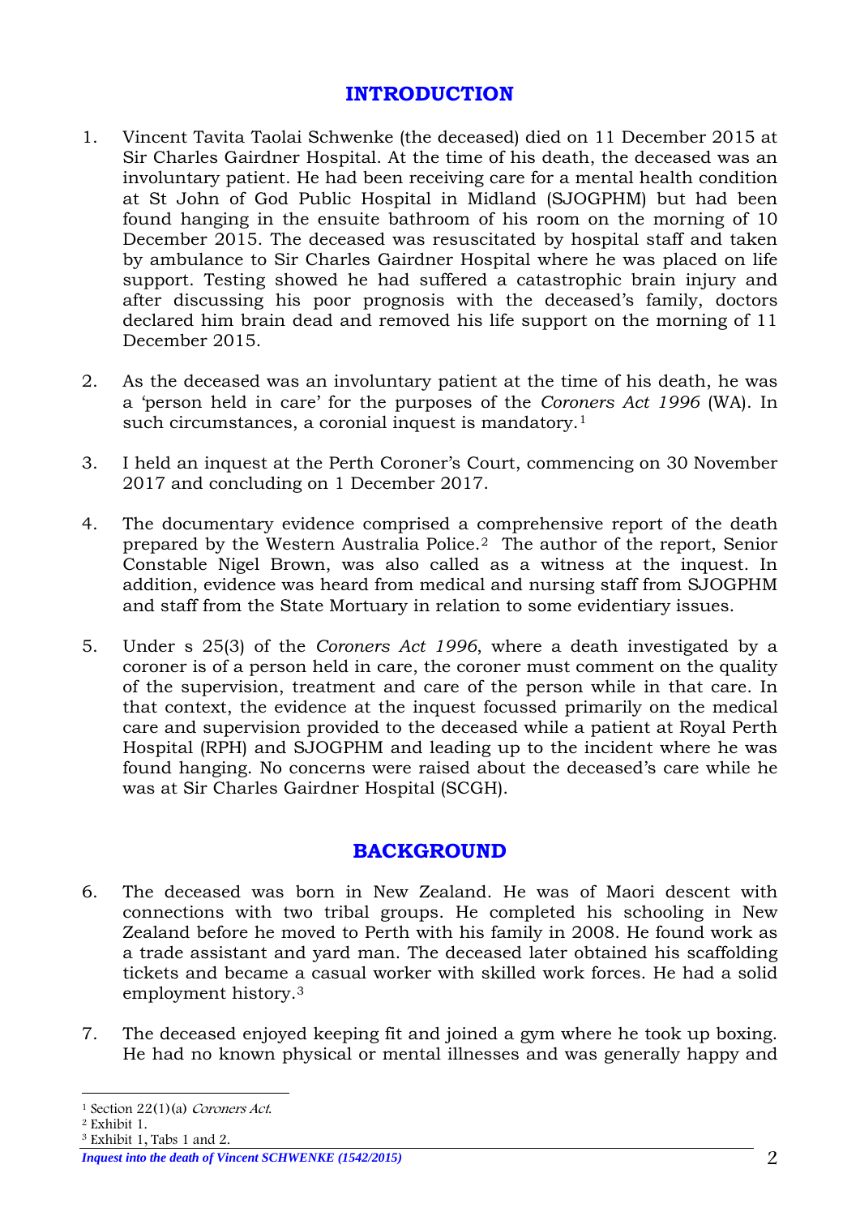## INTRODUCTION

1. Vincent Tavita Taolai Schwenke (the deceased) died on 11 December 2015 at Sir Charles Gairdner Hospital. At the time of his death, the deceased was an involuntary patient. He had been receiving care for a mental health condition at St John of God Public Hospital in Midland (SJOGPHM) but had been found hanging in the ensuite bathroom of his room on the morning of 10 December 2015. The deceased was resuscitated by hospital staff and taken by ambulance to Sir Charles Gairdner Hospital where he was placed on life support. Testing showed he had suffered a catastrophic brain injury and after discussing his poor prognosis with the deceased's family, doctors declared him brain dead and removed his life support on the morning of 11 December 2015.

2. As the deceased was an involuntary patient at the time of his death, he was a 'person held in care' for the purposes of the *Coroners Act 1996* (WA). In such circumstances, a coronial inquest is mandatory.[1]

3. I held an inquest at the Perth Coroner's Court, commencing on 30 November 2017 and concluding on 1 December 2017.

4. The documentary evidence comprised a comprehensive report of the death prepared by the Western Australia Police.[2] The author of the report, Senior Constable Nigel Brown, was also called as a witness at the inquest. In addition, evidence was heard from medical and nursing staff from SJOGPHM and staff from the State Mortuary in relation to some evidentiary issues.

5. Under s 25(3) of the *Coroners Act 1996*, where a death investigated by a coroner is of a person held in care, the coroner must comment on the quality of the supervision, treatment and care of the person while in that care. In that context, the evidence at the inquest focussed primarily on the medical care and supervision provided to the deceased while a patient at Royal Perth Hospital (RPH) and SJOGPHM and leading up to the incident where he was found hanging. No concerns were raised about the deceased's care while he was at Sir Charles Gairdner Hospital (SCGH).

## BACKGROUND

6. The deceased was born in New Zealand. He was of Maori descent with connections with two tribal groups. He completed his schooling in New Zealand before he moved to Perth with his family in 2008. He found work as a trade assistant and yard man. The deceased later obtained his scaffolding tickets and became a casual worker with skilled work forces. He had a solid employment history.[3]

7. The deceased enjoyed keeping fit and joined a gym where he took up boxing. He had no known physical or mental illnesses and was generally happy and

---

[1] Section 22(1)(a) *Coroners Act*.

[2] Exhibit 1.

[3] Exhibit 1, Tabs 1 and 2.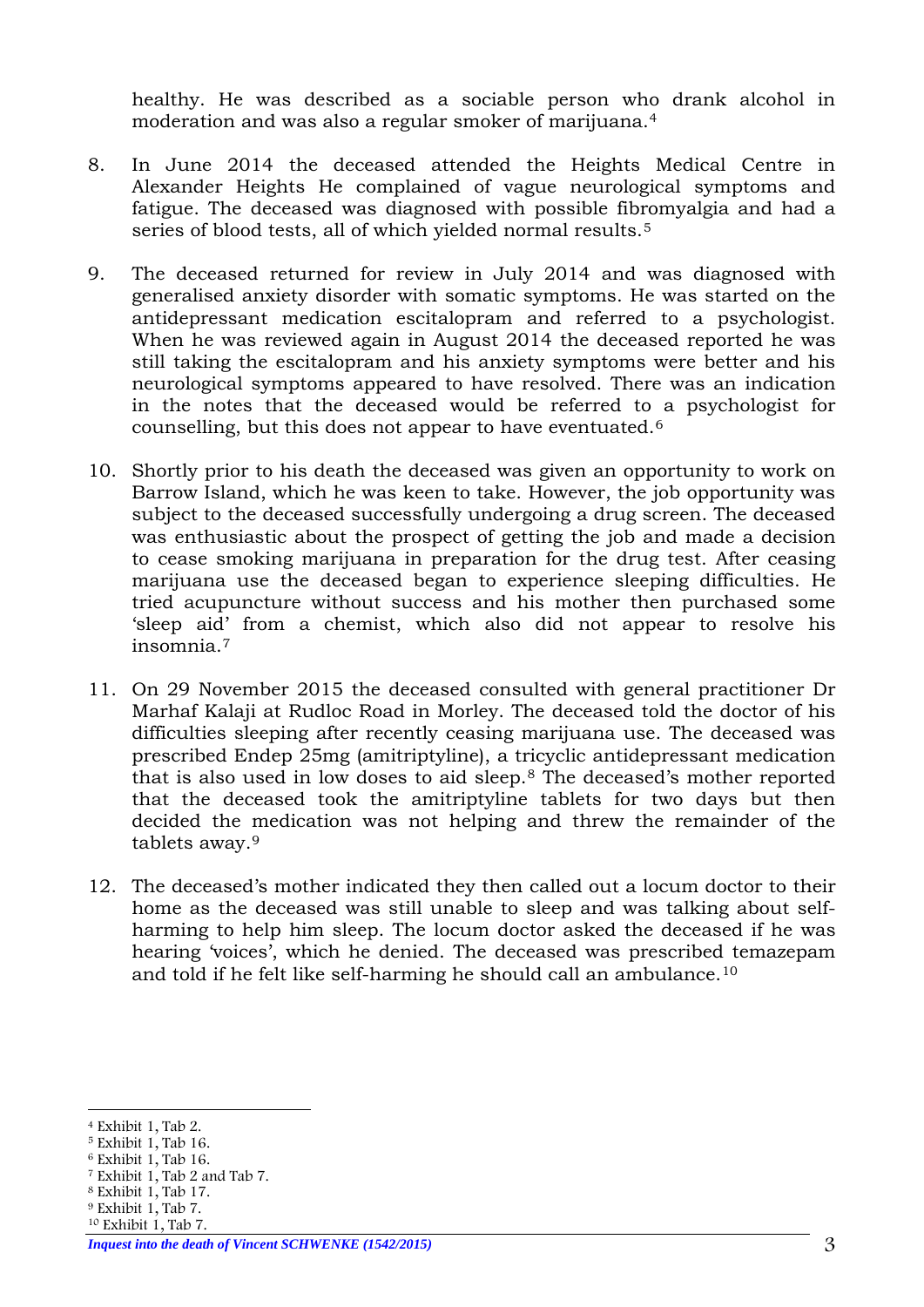healthy. He was described as a sociable person who drank alcohol in moderation and was also a regular smoker of marijuana.[4]

8. In June 2014 the deceased attended the Heights Medical Centre in Alexander Heights He complained of vague neurological symptoms and fatigue. The deceased was diagnosed with possible fibromyalgia and had a series of blood tests, all of which yielded normal results.[5]

9. The deceased returned for review in July 2014 and was diagnosed with generalised anxiety disorder with somatic symptoms. He was started on the antidepressant medication escitalopram and referred to a psychologist. When he was reviewed again in August 2014 the deceased reported he was still taking the escitalopram and his anxiety symptoms were better and his neurological symptoms appeared to have resolved. There was an indication in the notes that the deceased would be referred to a psychologist for counselling, but this does not appear to have eventuated.[6]

10. Shortly prior to his death the deceased was given an opportunity to work on Barrow Island, which he was keen to take. However, the job opportunity was subject to the deceased successfully undergoing a drug screen. The deceased was enthusiastic about the prospect of getting the job and made a decision to cease smoking marijuana in preparation for the drug test. After ceasing marijuana use the deceased began to experience sleeping difficulties. He tried acupuncture without success and his mother then purchased some 'sleep aid' from a chemist, which also did not appear to resolve his insomnia.[7]

11. On 29 November 2015 the deceased consulted with general practitioner Dr Marhaf Kalaji at Rudloc Road in Morley. The deceased told the doctor of his difficulties sleeping after recently ceasing marijuana use. The deceased was prescribed Endep 25mg (amitriptyline), a tricyclic antidepressant medication that is also used in low doses to aid sleep.[8] The deceased's mother reported that the deceased took the amitriptyline tablets for two days but then decided the medication was not helping and threw the remainder of the tablets away.[9]

12. The deceased's mother indicated they then called out a locum doctor to their home as the deceased was still unable to sleep and was talking about self-harming to help him sleep. The locum doctor asked the deceased if he was hearing 'voices', which he denied. The deceased was prescribed temazepam and told if he felt like self-harming he should call an ambulance.[10]

---

[4] Exhibit 1, Tab 2.
[5] Exhibit 1, Tab 16.
[6] Exhibit 1, Tab 16.
[7] Exhibit 1, Tab 2 and Tab 7.
[8] Exhibit 1, Tab 17.
[9] Exhibit 1, Tab 7.
[10] Exhibit 1, Tab 7.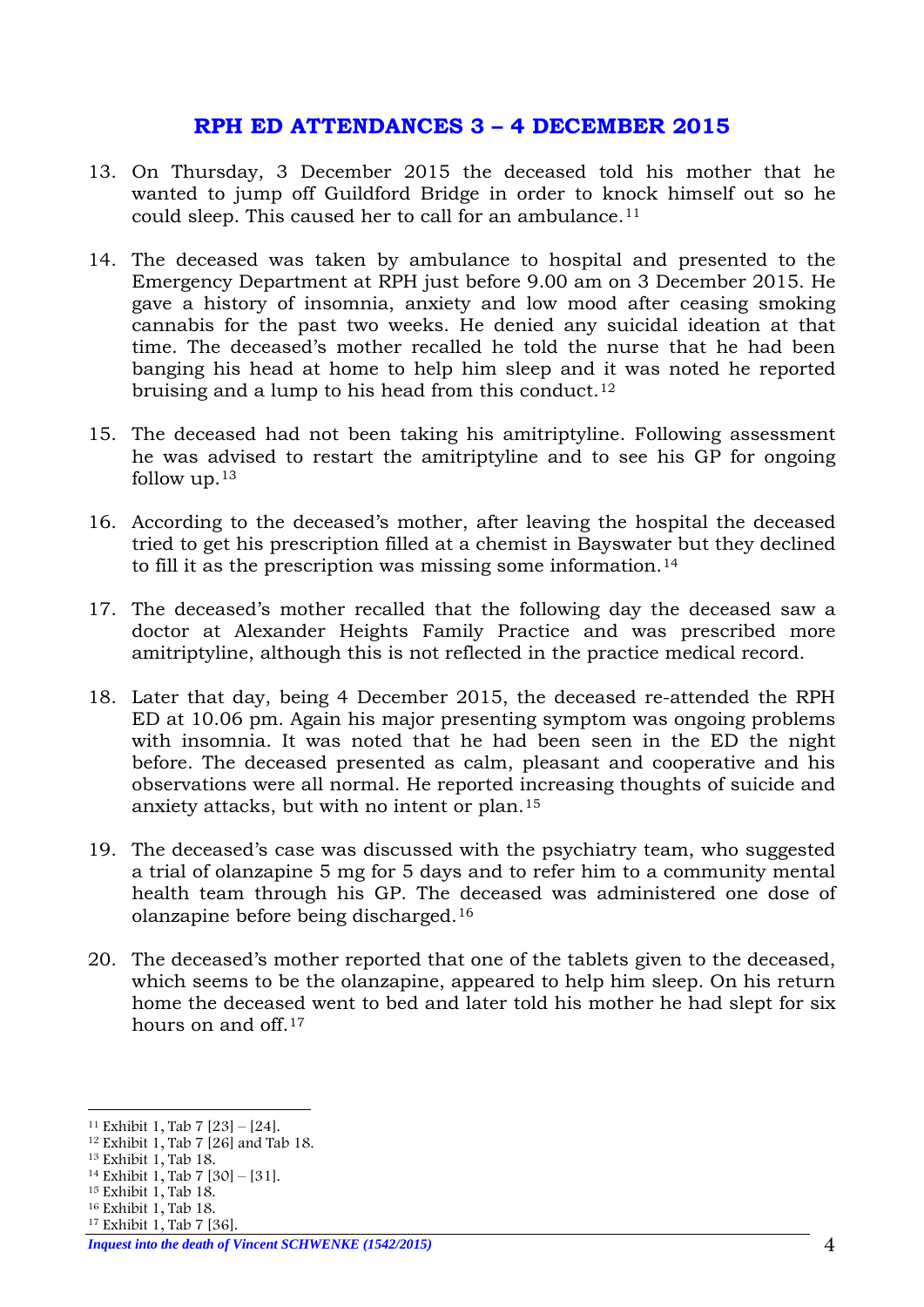## RPH ED ATTENDANCES 3 – 4 DECEMBER 2015

13. On Thursday, 3 December 2015 the deceased told his mother that he wanted to jump off Guildford Bridge in order to knock himself out so he could sleep. This caused her to call for an ambulance.[11]

14. The deceased was taken by ambulance to hospital and presented to the Emergency Department at RPH just before 9.00 am on 3 December 2015. He gave a history of insomnia, anxiety and low mood after ceasing smoking cannabis for the past two weeks. He denied any suicidal ideation at that time. The deceased's mother recalled he told the nurse that he had been banging his head at home to help him sleep and it was noted he reported bruising and a lump to his head from this conduct.[12]

15. The deceased had not been taking his amitriptyline. Following assessment he was advised to restart the amitriptyline and to see his GP for ongoing follow up.[13]

16. According to the deceased's mother, after leaving the hospital the deceased tried to get his prescription filled at a chemist in Bayswater but they declined to fill it as the prescription was missing some information.[14]

17. The deceased's mother recalled that the following day the deceased saw a doctor at Alexander Heights Family Practice and was prescribed more amitriptyline, although this is not reflected in the practice medical record.

18. Later that day, being 4 December 2015, the deceased re-attended the RPH ED at 10.06 pm. Again his major presenting symptom was ongoing problems with insomnia. It was noted that he had been seen in the ED the night before. The deceased presented as calm, pleasant and cooperative and his observations were all normal. He reported increasing thoughts of suicide and anxiety attacks, but with no intent or plan.[15]

19. The deceased's case was discussed with the psychiatry team, who suggested a trial of olanzapine 5 mg for 5 days and to refer him to a community mental health team through his GP. The deceased was administered one dose of olanzapine before being discharged.[16]

20. The deceased's mother reported that one of the tablets given to the deceased, which seems to be the olanzapine, appeared to help him sleep. On his return home the deceased went to bed and later told his mother he had slept for six hours on and off.[17]

---

[11] Exhibit 1, Tab 7 [23] – [24].
[12] Exhibit 1, Tab 7 [26] and Tab 18.
[13] Exhibit 1, Tab 18.
[14] Exhibit 1, Tab 7 [30] – [31].
[15] Exhibit 1, Tab 18.
[16] Exhibit 1, Tab 18.
[17] Exhibit 1, Tab 7 [36].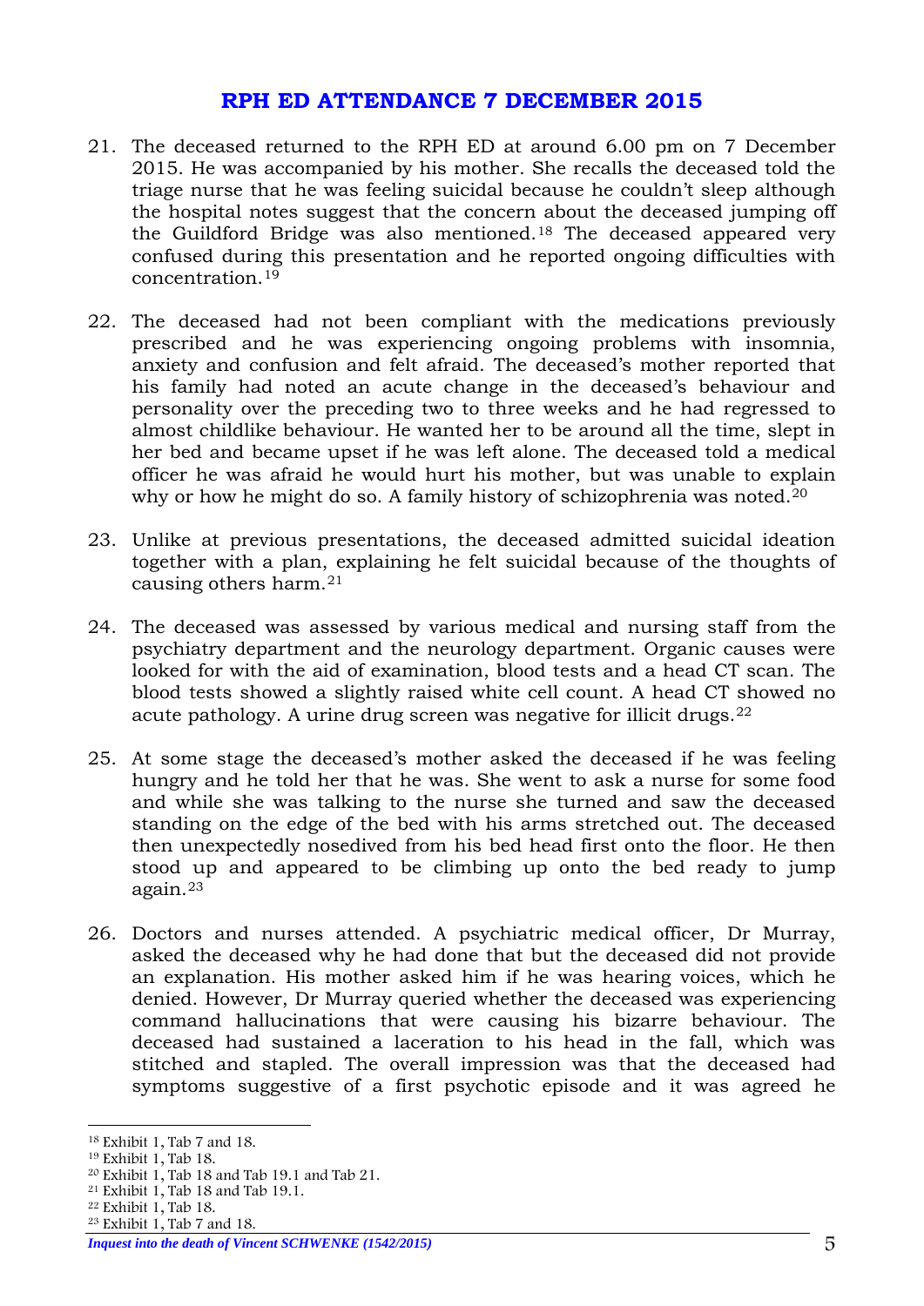## RPH ED ATTENDANCE 7 DECEMBER 2015

21. The deceased returned to the RPH ED at around 6.00 pm on 7 December 2015. He was accompanied by his mother. She recalls the deceased told the triage nurse that he was feeling suicidal because he couldn't sleep although the hospital notes suggest that the concern about the deceased jumping off the Guildford Bridge was also mentioned.[18] The deceased appeared very confused during this presentation and he reported ongoing difficulties with concentration.[19]

22. The deceased had not been compliant with the medications previously prescribed and he was experiencing ongoing problems with insomnia, anxiety and confusion and felt afraid. The deceased's mother reported that his family had noted an acute change in the deceased's behaviour and personality over the preceding two to three weeks and he had regressed to almost childlike behaviour. He wanted her to be around all the time, slept in her bed and became upset if he was left alone. The deceased told a medical officer he was afraid he would hurt his mother, but was unable to explain why or how he might do so. A family history of schizophrenia was noted.[20]

23. Unlike at previous presentations, the deceased admitted suicidal ideation together with a plan, explaining he felt suicidal because of the thoughts of causing others harm.[21]

24. The deceased was assessed by various medical and nursing staff from the psychiatry department and the neurology department. Organic causes were looked for with the aid of examination, blood tests and a head CT scan. The blood tests showed a slightly raised white cell count. A head CT showed no acute pathology. A urine drug screen was negative for illicit drugs.[22]

25. At some stage the deceased's mother asked the deceased if he was feeling hungry and he told her that he was. She went to ask a nurse for some food and while she was talking to the nurse she turned and saw the deceased standing on the edge of the bed with his arms stretched out. The deceased then unexpectedly nosedived from his bed head first onto the floor. He then stood up and appeared to be climbing up onto the bed ready to jump again.[23]

26. Doctors and nurses attended. A psychiatric medical officer, Dr Murray, asked the deceased why he had done that but the deceased did not provide an explanation. His mother asked him if he was hearing voices, which he denied. However, Dr Murray queried whether the deceased was experiencing command hallucinations that were causing his bizarre behaviour. The deceased had sustained a laceration to his head in the fall, which was stitched and stapled. The overall impression was that the deceased had symptoms suggestive of a first psychotic episode and it was agreed he

---

[18] Exhibit 1, Tab 7 and 18.
[19] Exhibit 1, Tab 18.
[20] Exhibit 1, Tab 18 and Tab 19.1 and Tab 21.
[21] Exhibit 1, Tab 18 and Tab 19.1.
[22] Exhibit 1, Tab 18.
[23] Exhibit 1, Tab 7 and 18.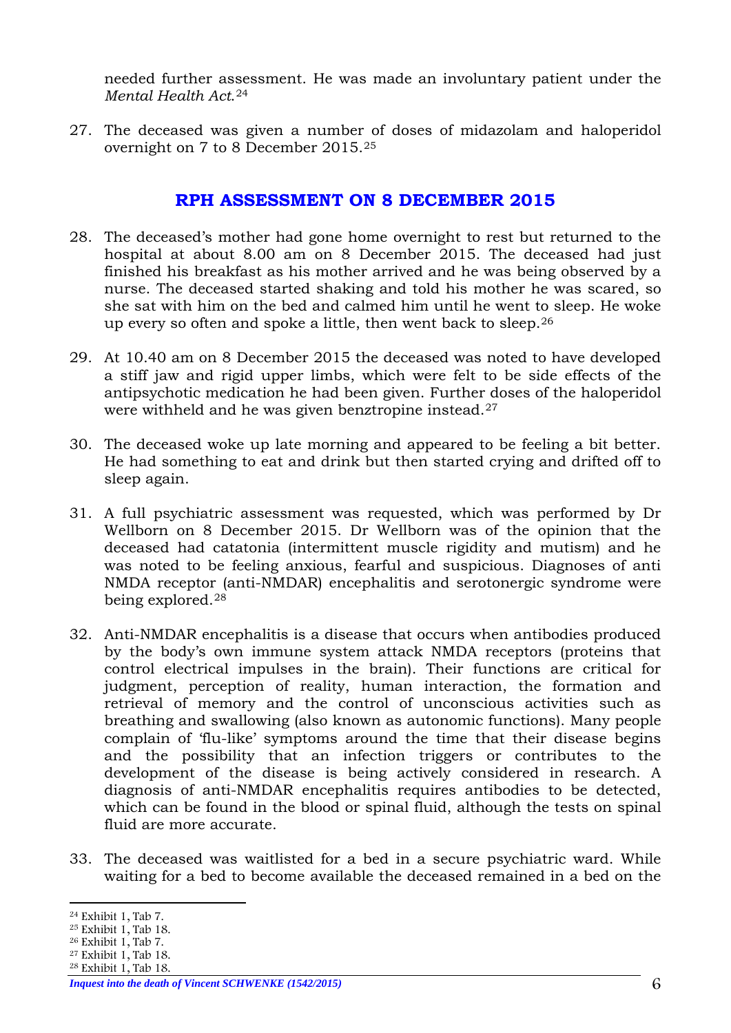needed further assessment. He was made an involuntary patient under the *Mental Health Act*.[24]

27. The deceased was given a number of doses of midazolam and haloperidol overnight on 7 to 8 December 2015.[25]

## RPH ASSESSMENT ON 8 DECEMBER 2015

28. The deceased's mother had gone home overnight to rest but returned to the hospital at about 8.00 am on 8 December 2015. The deceased had just finished his breakfast as his mother arrived and he was being observed by a nurse. The deceased started shaking and told his mother he was scared, so she sat with him on the bed and calmed him until he went to sleep. He woke up every so often and spoke a little, then went back to sleep.[26]

29. At 10.40 am on 8 December 2015 the deceased was noted to have developed a stiff jaw and rigid upper limbs, which were felt to be side effects of the antipsychotic medication he had been given. Further doses of the haloperidol were withheld and he was given benztropine instead.[27]

30. The deceased woke up late morning and appeared to be feeling a bit better. He had something to eat and drink but then started crying and drifted off to sleep again.

31. A full psychiatric assessment was requested, which was performed by Dr Wellborn on 8 December 2015. Dr Wellborn was of the opinion that the deceased had catatonia (intermittent muscle rigidity and mutism) and he was noted to be feeling anxious, fearful and suspicious. Diagnoses of anti NMDA receptor (anti-NMDAR) encephalitis and serotonergic syndrome were being explored.[28]

32. Anti-NMDAR encephalitis is a disease that occurs when antibodies produced by the body's own immune system attack NMDA receptors (proteins that control electrical impulses in the brain). Their functions are critical for judgment, perception of reality, human interaction, the formation and retrieval of memory and the control of unconscious activities such as breathing and swallowing (also known as autonomic functions). Many people complain of 'flu-like' symptoms around the time that their disease begins and the possibility that an infection triggers or contributes to the development of the disease is being actively considered in research. A diagnosis of anti-NMDAR encephalitis requires antibodies to be detected, which can be found in the blood or spinal fluid, although the tests on spinal fluid are more accurate.

33. The deceased was waitlisted for a bed in a secure psychiatric ward. While waiting for a bed to become available the deceased remained in a bed on the

---

[24] Exhibit 1, Tab 7.
[25] Exhibit 1, Tab 18.
[26] Exhibit 1, Tab 7.
[27] Exhibit 1, Tab 18.
[28] Exhibit 1, Tab 18.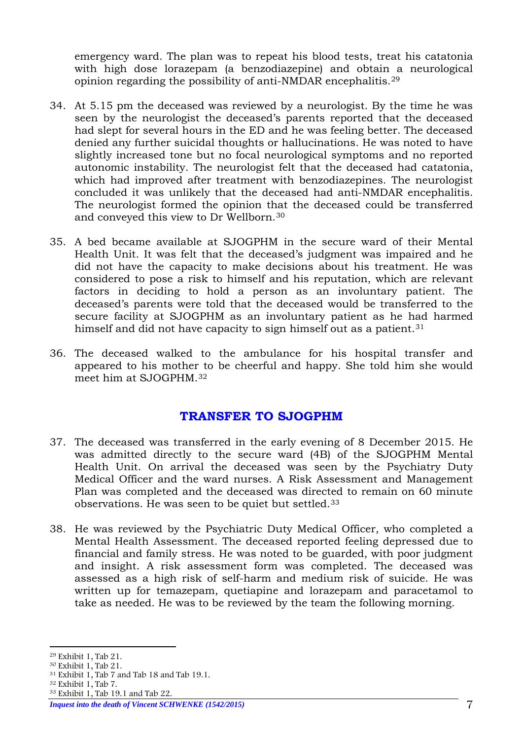emergency ward. The plan was to repeat his blood tests, treat his catatonia with high dose lorazepam (a benzodiazepine) and obtain a neurological opinion regarding the possibility of anti-NMDAR encephalitis.[29]

34. At 5.15 pm the deceased was reviewed by a neurologist. By the time he was seen by the neurologist the deceased's parents reported that the deceased had slept for several hours in the ED and he was feeling better. The deceased denied any further suicidal thoughts or hallucinations. He was noted to have slightly increased tone but no focal neurological symptoms and no reported autonomic instability. The neurologist felt that the deceased had catatonia, which had improved after treatment with benzodiazepines. The neurologist concluded it was unlikely that the deceased had anti-NMDAR encephalitis. The neurologist formed the opinion that the deceased could be transferred and conveyed this view to Dr Wellborn.[30]

35. A bed became available at SJOGPHM in the secure ward of their Mental Health Unit. It was felt that the deceased's judgment was impaired and he did not have the capacity to make decisions about his treatment. He was considered to pose a risk to himself and his reputation, which are relevant factors in deciding to hold a person as an involuntary patient. The deceased's parents were told that the deceased would be transferred to the secure facility at SJOGPHM as an involuntary patient as he had harmed himself and did not have capacity to sign himself out as a patient.[31]

36. The deceased walked to the ambulance for his hospital transfer and appeared to his mother to be cheerful and happy. She told him she would meet him at SJOGPHM.[32]

## TRANSFER TO SJOGPHM

37. The deceased was transferred in the early evening of 8 December 2015. He was admitted directly to the secure ward (4B) of the SJOGPHM Mental Health Unit. On arrival the deceased was seen by the Psychiatry Duty Medical Officer and the ward nurses. A Risk Assessment and Management Plan was completed and the deceased was directed to remain on 60 minute observations. He was seen to be quiet but settled.[33]

38. He was reviewed by the Psychiatric Duty Medical Officer, who completed a Mental Health Assessment. The deceased reported feeling depressed due to financial and family stress. He was noted to be guarded, with poor judgment and insight. A risk assessment form was completed. The deceased was assessed as a high risk of self-harm and medium risk of suicide. He was written up for temazepam, quetiapine and lorazepam and paracetamol to take as needed. He was to be reviewed by the team the following morning.

---

[29] Exhibit 1, Tab 21.
[30] Exhibit 1, Tab 21.
[31] Exhibit 1, Tab 7 and Tab 18 and Tab 19.1.
[32] Exhibit 1, Tab 7.
[33] Exhibit 1, Tab 19.1 and Tab 22.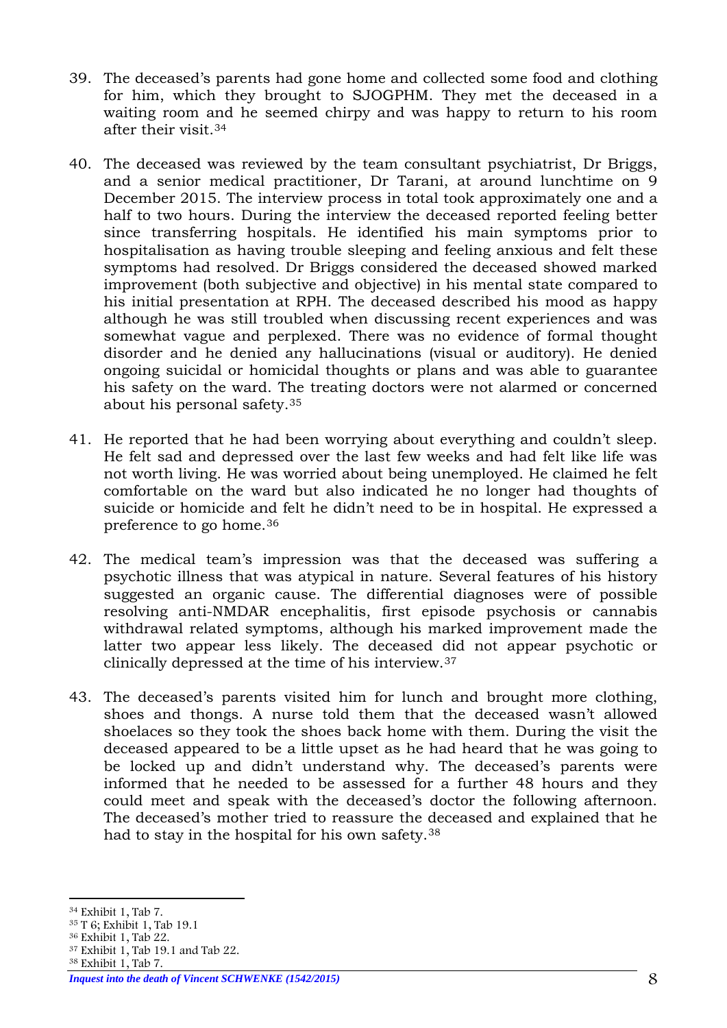39. The deceased's parents had gone home and collected some food and clothing for him, which they brought to SJOGPHM. They met the deceased in a waiting room and he seemed chirpy and was happy to return to his room after their visit.[34]

40. The deceased was reviewed by the team consultant psychiatrist, Dr Briggs, and a senior medical practitioner, Dr Tarani, at around lunchtime on 9 December 2015. The interview process in total took approximately one and a half to two hours. During the interview the deceased reported feeling better since transferring hospitals. He identified his main symptoms prior to hospitalisation as having trouble sleeping and feeling anxious and felt these symptoms had resolved. Dr Briggs considered the deceased showed marked improvement (both subjective and objective) in his mental state compared to his initial presentation at RPH. The deceased described his mood as happy although he was still troubled when discussing recent experiences and was somewhat vague and perplexed. There was no evidence of formal thought disorder and he denied any hallucinations (visual or auditory). He denied ongoing suicidal or homicidal thoughts or plans and was able to guarantee his safety on the ward. The treating doctors were not alarmed or concerned about his personal safety.[35]

41. He reported that he had been worrying about everything and couldn't sleep. He felt sad and depressed over the last few weeks and had felt like life was not worth living. He was worried about being unemployed. He claimed he felt comfortable on the ward but also indicated he no longer had thoughts of suicide or homicide and felt he didn't need to be in hospital. He expressed a preference to go home.[36]

42. The medical team's impression was that the deceased was suffering a psychotic illness that was atypical in nature. Several features of his history suggested an organic cause. The differential diagnoses were of possible resolving anti-NMDAR encephalitis, first episode psychosis or cannabis withdrawal related symptoms, although his marked improvement made the latter two appear less likely. The deceased did not appear psychotic or clinically depressed at the time of his interview.[37]

43. The deceased's parents visited him for lunch and brought more clothing, shoes and thongs. A nurse told them that the deceased wasn't allowed shoelaces so they took the shoes back home with them. During the visit the deceased appeared to be a little upset as he had heard that he was going to be locked up and didn't understand why. The deceased's parents were informed that he needed to be assessed for a further 48 hours and they could meet and speak with the deceased's doctor the following afternoon. The deceased's mother tried to reassure the deceased and explained that he had to stay in the hospital for his own safety.[38]

---

[34] Exhibit 1, Tab 7.
[35] T 6; Exhibit 1, Tab 19.1
[36] Exhibit 1, Tab 22.
[37] Exhibit 1, Tab 19.1 and Tab 22.
[38] Exhibit 1, Tab 7.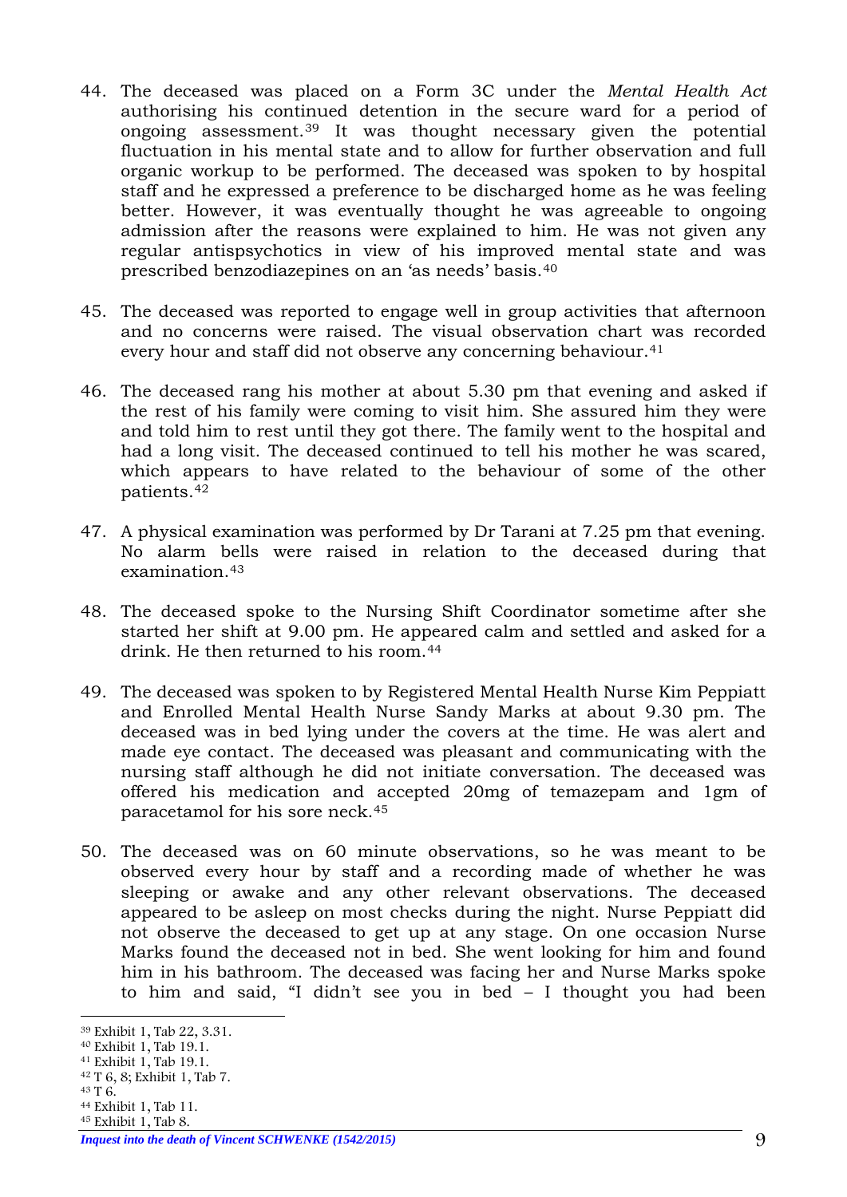44. The deceased was placed on a Form 3C under the *Mental Health Act* authorising his continued detention in the secure ward for a period of ongoing assessment.[39] It was thought necessary given the potential fluctuation in his mental state and to allow for further observation and full organic workup to be performed. The deceased was spoken to by hospital staff and he expressed a preference to be discharged home as he was feeling better. However, it was eventually thought he was agreeable to ongoing admission after the reasons were explained to him. He was not given any regular antispsychotics in view of his improved mental state and was prescribed benzodiazepines on an 'as needs' basis.[40]

45. The deceased was reported to engage well in group activities that afternoon and no concerns were raised. The visual observation chart was recorded every hour and staff did not observe any concerning behaviour.[41]

46. The deceased rang his mother at about 5.30 pm that evening and asked if the rest of his family were coming to visit him. She assured him they were and told him to rest until they got there. The family went to the hospital and had a long visit. The deceased continued to tell his mother he was scared, which appears to have related to the behaviour of some of the other patients.[42]

47. A physical examination was performed by Dr Tarani at 7.25 pm that evening. No alarm bells were raised in relation to the deceased during that examination.[43]

48. The deceased spoke to the Nursing Shift Coordinator sometime after she started her shift at 9.00 pm. He appeared calm and settled and asked for a drink. He then returned to his room.[44]

49. The deceased was spoken to by Registered Mental Health Nurse Kim Peppiatt and Enrolled Mental Health Nurse Sandy Marks at about 9.30 pm. The deceased was in bed lying under the covers at the time. He was alert and made eye contact. The deceased was pleasant and communicating with the nursing staff although he did not initiate conversation. The deceased was offered his medication and accepted 20mg of temazepam and 1gm of paracetamol for his sore neck.[45]

50. The deceased was on 60 minute observations, so he was meant to be observed every hour by staff and a recording made of whether he was sleeping or awake and any other relevant observations. The deceased appeared to be asleep on most checks during the night. Nurse Peppiatt did not observe the deceased to get up at any stage. On one occasion Nurse Marks found the deceased not in bed. She went looking for him and found him in his bathroom. The deceased was facing her and Nurse Marks spoke to him and said, "I didn't see you in bed – I thought you had been

---

[39] Exhibit 1, Tab 22, 3.31.
[40] Exhibit 1, Tab 19.1.
[41] Exhibit 1, Tab 19.1.
[42] T 6, 8; Exhibit 1, Tab 7.
[43] T 6.
[44] Exhibit 1, Tab 11.
[45] Exhibit 1, Tab 8.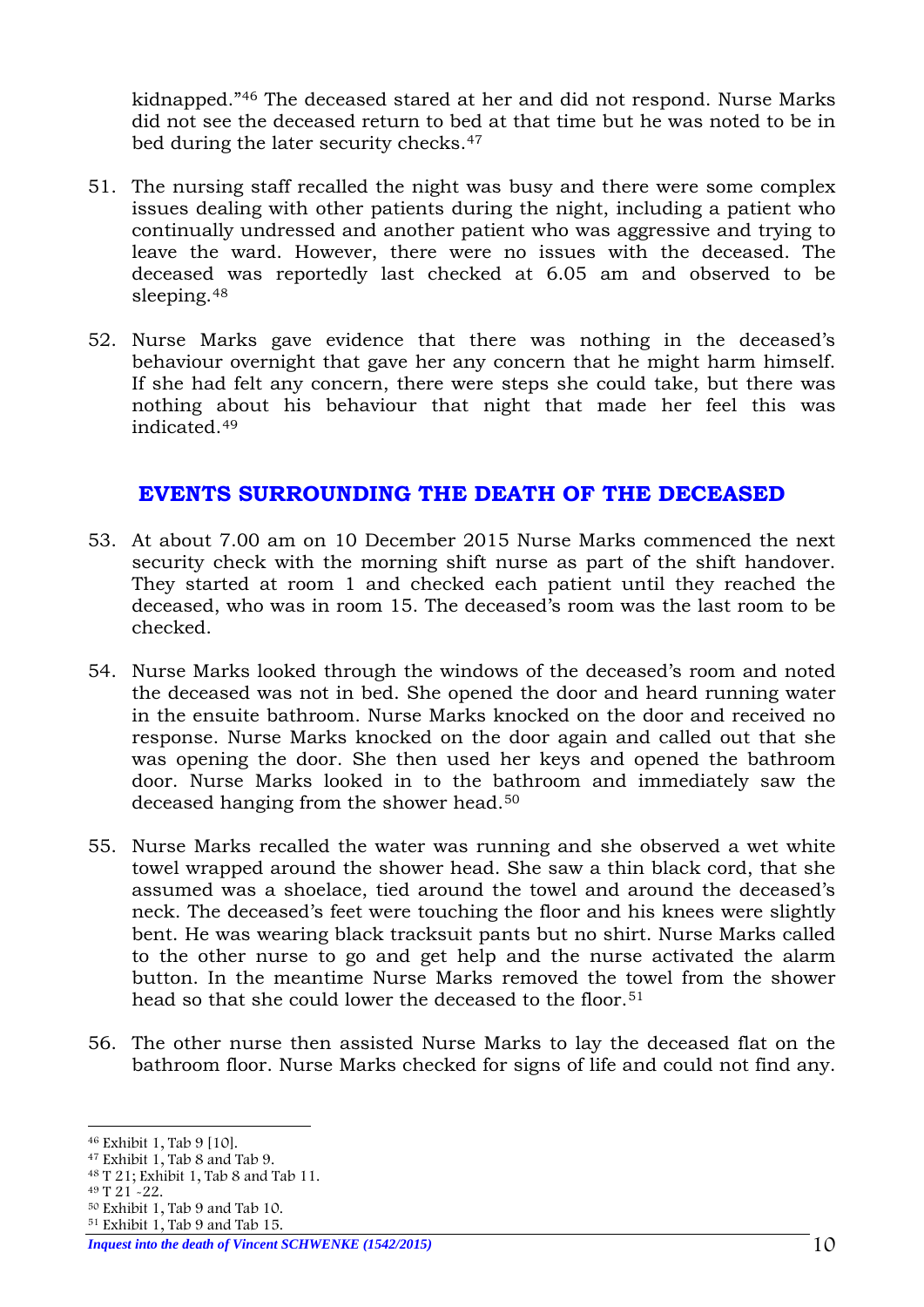kidnapped."[46] The deceased stared at her and did not respond. Nurse Marks did not see the deceased return to bed at that time but he was noted to be in bed during the later security checks.[47]

51. The nursing staff recalled the night was busy and there were some complex issues dealing with other patients during the night, including a patient who continually undressed and another patient who was aggressive and trying to leave the ward. However, there were no issues with the deceased. The deceased was reportedly last checked at 6.05 am and observed to be sleeping.[48]

52. Nurse Marks gave evidence that there was nothing in the deceased's behaviour overnight that gave her any concern that he might harm himself. If she had felt any concern, there were steps she could take, but there was nothing about his behaviour that night that made her feel this was indicated.[49]

## EVENTS SURROUNDING THE DEATH OF THE DECEASED

53. At about 7.00 am on 10 December 2015 Nurse Marks commenced the next security check with the morning shift nurse as part of the shift handover. They started at room 1 and checked each patient until they reached the deceased, who was in room 15. The deceased's room was the last room to be checked.

54. Nurse Marks looked through the windows of the deceased's room and noted the deceased was not in bed. She opened the door and heard running water in the ensuite bathroom. Nurse Marks knocked on the door and received no response. Nurse Marks knocked on the door again and called out that she was opening the door. She then used her keys and opened the bathroom door. Nurse Marks looked in to the bathroom and immediately saw the deceased hanging from the shower head.[50]

55. Nurse Marks recalled the water was running and she observed a wet white towel wrapped around the shower head. She saw a thin black cord, that she assumed was a shoelace, tied around the towel and around the deceased's neck. The deceased's feet were touching the floor and his knees were slightly bent. He was wearing black tracksuit pants but no shirt. Nurse Marks called to the other nurse to go and get help and the nurse activated the alarm button. In the meantime Nurse Marks removed the towel from the shower head so that she could lower the deceased to the floor.[51]

56. The other nurse then assisted Nurse Marks to lay the deceased flat on the bathroom floor. Nurse Marks checked for signs of life and could not find any.

---

[46] Exhibit 1, Tab 9 [10].
[47] Exhibit 1, Tab 8 and Tab 9.
[48] T 21; Exhibit 1, Tab 8 and Tab 11.
[49] T 21 -22.
[50] Exhibit 1, Tab 9 and Tab 10.
[51] Exhibit 1, Tab 9 and Tab 15.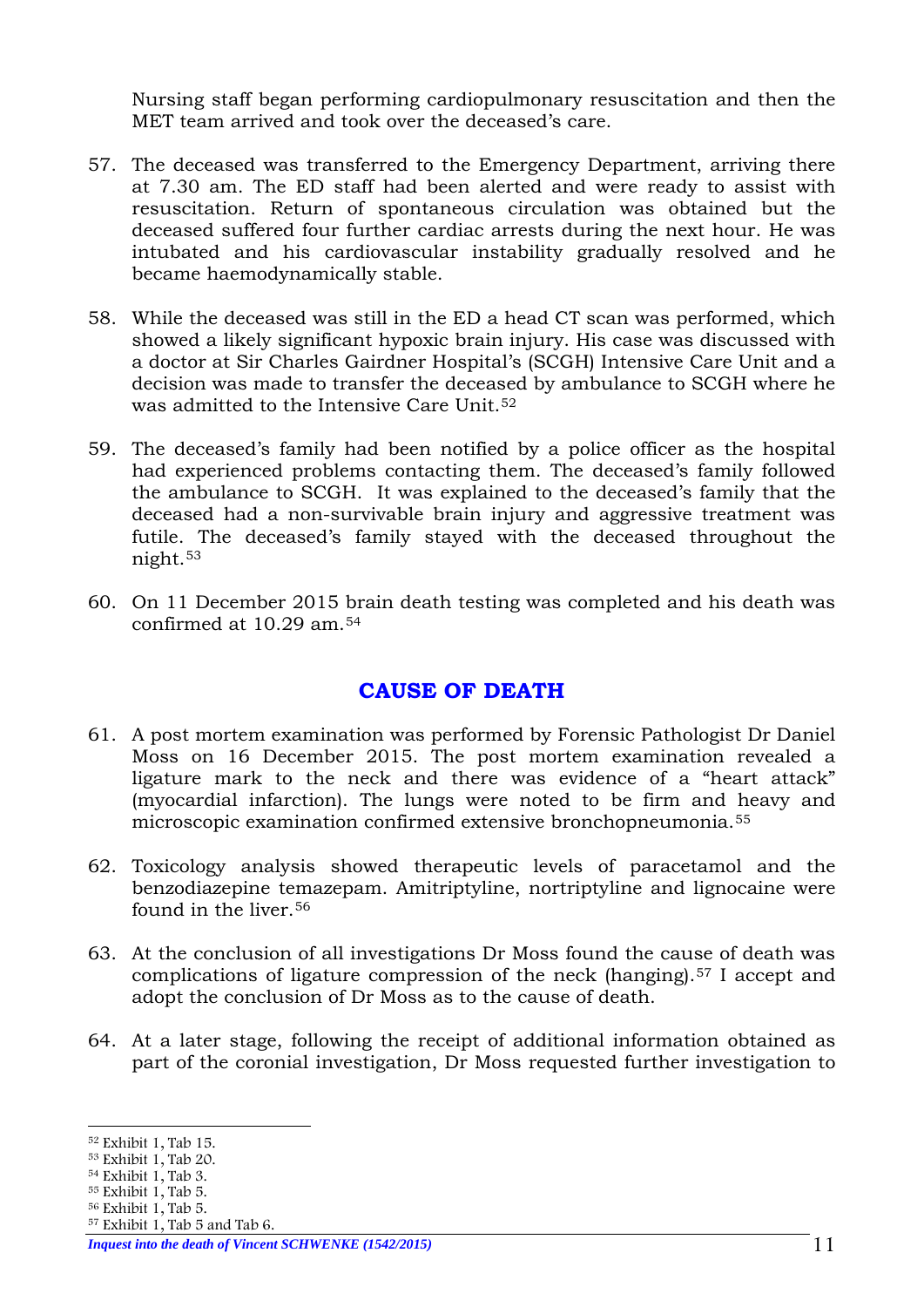Nursing staff began performing cardiopulmonary resuscitation and then the MET team arrived and took over the deceased's care.

57. The deceased was transferred to the Emergency Department, arriving there at 7.30 am. The ED staff had been alerted and were ready to assist with resuscitation. Return of spontaneous circulation was obtained but the deceased suffered four further cardiac arrests during the next hour. He was intubated and his cardiovascular instability gradually resolved and he became haemodynamically stable.

58. While the deceased was still in the ED a head CT scan was performed, which showed a likely significant hypoxic brain injury. His case was discussed with a doctor at Sir Charles Gairdner Hospital's (SCGH) Intensive Care Unit and a decision was made to transfer the deceased by ambulance to SCGH where he was admitted to the Intensive Care Unit.[52]

59. The deceased's family had been notified by a police officer as the hospital had experienced problems contacting them. The deceased's family followed the ambulance to SCGH. It was explained to the deceased's family that the deceased had a non-survivable brain injury and aggressive treatment was futile. The deceased's family stayed with the deceased throughout the night.[53]

60. On 11 December 2015 brain death testing was completed and his death was confirmed at 10.29 am.[54]

## CAUSE OF DEATH

61. A post mortem examination was performed by Forensic Pathologist Dr Daniel Moss on 16 December 2015. The post mortem examination revealed a ligature mark to the neck and there was evidence of a "heart attack" (myocardial infarction). The lungs were noted to be firm and heavy and microscopic examination confirmed extensive bronchopneumonia.[55]

62. Toxicology analysis showed therapeutic levels of paracetamol and the benzodiazepine temazepam. Amitriptyline, nortriptyline and lignocaine were found in the liver.[56]

63. At the conclusion of all investigations Dr Moss found the cause of death was complications of ligature compression of the neck (hanging).[57] I accept and adopt the conclusion of Dr Moss as to the cause of death.

64. At a later stage, following the receipt of additional information obtained as part of the coronial investigation, Dr Moss requested further investigation to

---

[52] Exhibit 1, Tab 15.
[53] Exhibit 1, Tab 20.
[54] Exhibit 1, Tab 3.
[55] Exhibit 1, Tab 5.
[56] Exhibit 1, Tab 5.
[57] Exhibit 1, Tab 5 and Tab 6.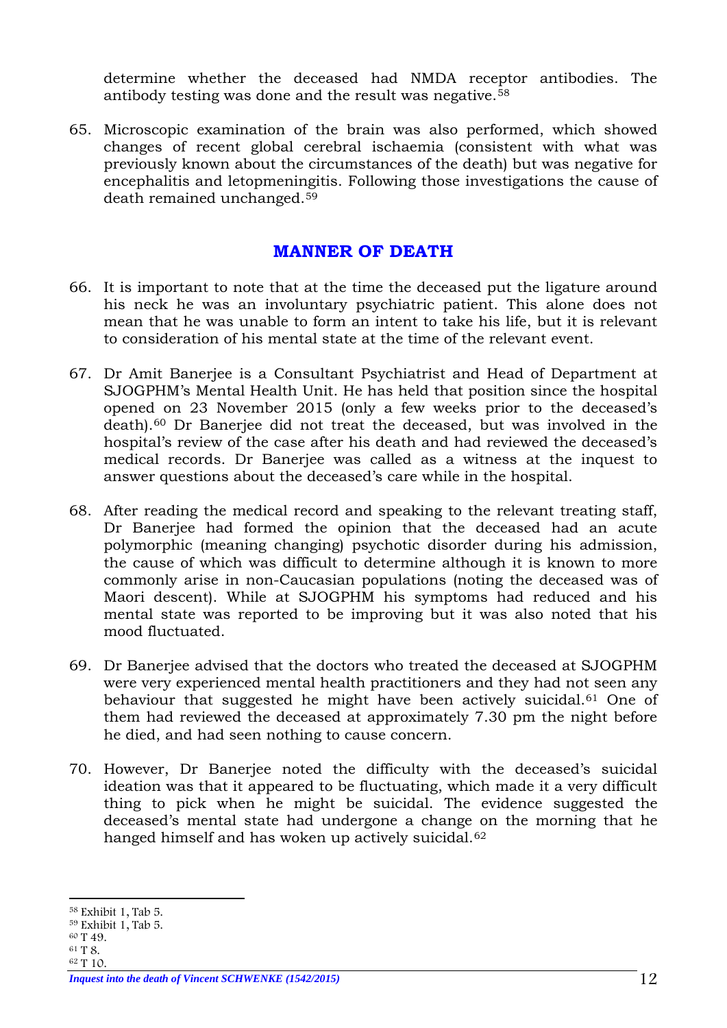determine whether the deceased had NMDA receptor antibodies. The antibody testing was done and the result was negative.[58]

65. Microscopic examination of the brain was also performed, which showed changes of recent global cerebral ischaemia (consistent with what was previously known about the circumstances of the death) but was negative for encephalitis and letopmeningitis. Following those investigations the cause of death remained unchanged.[59]

## MANNER OF DEATH

66. It is important to note that at the time the deceased put the ligature around his neck he was an involuntary psychiatric patient. This alone does not mean that he was unable to form an intent to take his life, but it is relevant to consideration of his mental state at the time of the relevant event.

67. Dr Amit Banerjee is a Consultant Psychiatrist and Head of Department at SJOGPHM's Mental Health Unit. He has held that position since the hospital opened on 23 November 2015 (only a few weeks prior to the deceased's death).[60] Dr Banerjee did not treat the deceased, but was involved in the hospital's review of the case after his death and had reviewed the deceased's medical records. Dr Banerjee was called as a witness at the inquest to answer questions about the deceased's care while in the hospital.

68. After reading the medical record and speaking to the relevant treating staff, Dr Banerjee had formed the opinion that the deceased had an acute polymorphic (meaning changing) psychotic disorder during his admission, the cause of which was difficult to determine although it is known to more commonly arise in non-Caucasian populations (noting the deceased was of Maori descent). While at SJOGPHM his symptoms had reduced and his mental state was reported to be improving but it was also noted that his mood fluctuated.

69. Dr Banerjee advised that the doctors who treated the deceased at SJOGPHM were very experienced mental health practitioners and they had not seen any behaviour that suggested he might have been actively suicidal.[61] One of them had reviewed the deceased at approximately 7.30 pm the night before he died, and had seen nothing to cause concern.

70. However, Dr Banerjee noted the difficulty with the deceased's suicidal ideation was that it appeared to be fluctuating, which made it a very difficult thing to pick when he might be suicidal. The evidence suggested the deceased's mental state had undergone a change on the morning that he hanged himself and has woken up actively suicidal.[62]

---

[58] Exhibit 1, Tab 5.
[59] Exhibit 1, Tab 5.
[60] T 49.
[61] T 8.
[62] T 10.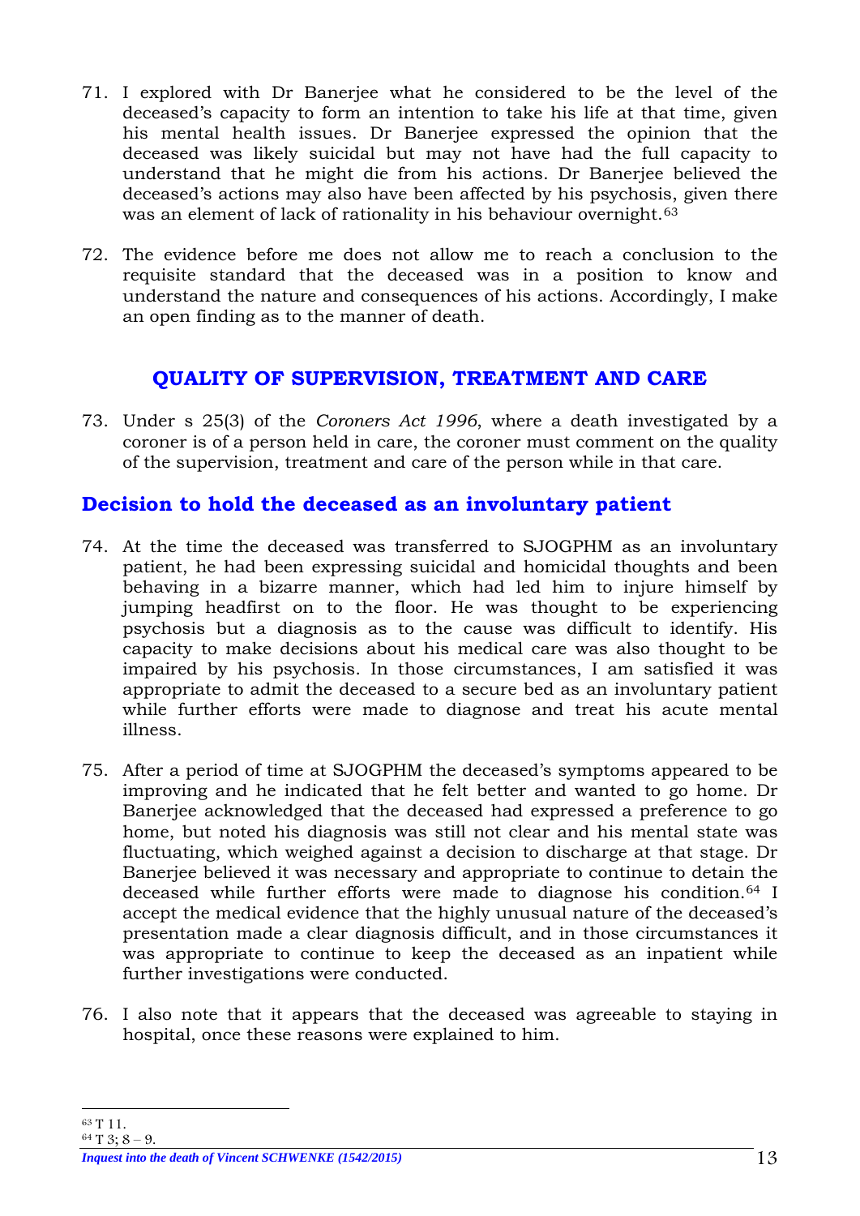71. I explored with Dr Banerjee what he considered to be the level of the deceased's capacity to form an intention to take his life at that time, given his mental health issues. Dr Banerjee expressed the opinion that the deceased was likely suicidal but may not have had the full capacity to understand that he might die from his actions. Dr Banerjee believed the deceased's actions may also have been affected by his psychosis, given there was an element of lack of rationality in his behaviour overnight.[63]

72. The evidence before me does not allow me to reach a conclusion to the requisite standard that the deceased was in a position to know and understand the nature and consequences of his actions. Accordingly, I make an open finding as to the manner of death.

## QUALITY OF SUPERVISION, TREATMENT AND CARE

73. Under s 25(3) of the *Coroners Act 1996*, where a death investigated by a coroner is of a person held in care, the coroner must comment on the quality of the supervision, treatment and care of the person while in that care.

### Decision to hold the deceased as an involuntary patient

74. At the time the deceased was transferred to SJOGPHM as an involuntary patient, he had been expressing suicidal and homicidal thoughts and been behaving in a bizarre manner, which had led him to injure himself by jumping headfirst on to the floor. He was thought to be experiencing psychosis but a diagnosis as to the cause was difficult to identify. His capacity to make decisions about his medical care was also thought to be impaired by his psychosis. In those circumstances, I am satisfied it was appropriate to admit the deceased to a secure bed as an involuntary patient while further efforts were made to diagnose and treat his acute mental illness.

75. After a period of time at SJOGPHM the deceased's symptoms appeared to be improving and he indicated that he felt better and wanted to go home. Dr Banerjee acknowledged that the deceased had expressed a preference to go home, but noted his diagnosis was still not clear and his mental state was fluctuating, which weighed against a decision to discharge at that stage. Dr Banerjee believed it was necessary and appropriate to continue to detain the deceased while further efforts were made to diagnose his condition.[64] I accept the medical evidence that the highly unusual nature of the deceased's presentation made a clear diagnosis difficult, and in those circumstances it was appropriate to continue to keep the deceased as an inpatient while further investigations were conducted.

76. I also note that it appears that the deceased was agreeable to staying in hospital, once these reasons were explained to him.

---

[63] T 11.

[64] T 3; 8 – 9.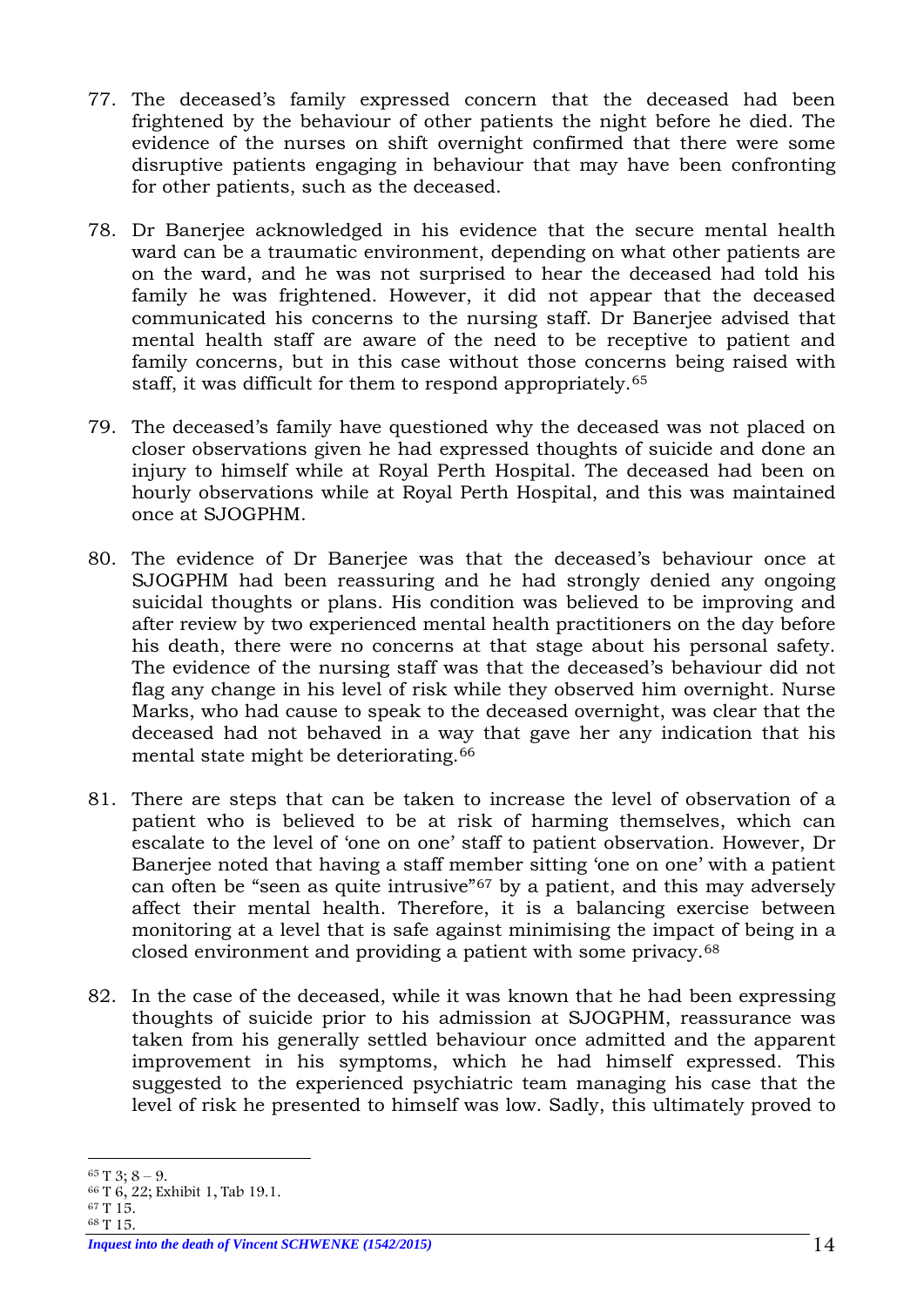77. The deceased's family expressed concern that the deceased had been frightened by the behaviour of other patients the night before he died. The evidence of the nurses on shift overnight confirmed that there were some disruptive patients engaging in behaviour that may have been confronting for other patients, such as the deceased.

78. Dr Banerjee acknowledged in his evidence that the secure mental health ward can be a traumatic environment, depending on what other patients are on the ward, and he was not surprised to hear the deceased had told his family he was frightened. However, it did not appear that the deceased communicated his concerns to the nursing staff. Dr Banerjee advised that mental health staff are aware of the need to be receptive to patient and family concerns, but in this case without those concerns being raised with staff, it was difficult for them to respond appropriately.[65]

79. The deceased's family have questioned why the deceased was not placed on closer observations given he had expressed thoughts of suicide and done an injury to himself while at Royal Perth Hospital. The deceased had been on hourly observations while at Royal Perth Hospital, and this was maintained once at SJOGPHM.

80. The evidence of Dr Banerjee was that the deceased's behaviour once at SJOGPHM had been reassuring and he had strongly denied any ongoing suicidal thoughts or plans. His condition was believed to be improving and after review by two experienced mental health practitioners on the day before his death, there were no concerns at that stage about his personal safety. The evidence of the nursing staff was that the deceased's behaviour did not flag any change in his level of risk while they observed him overnight. Nurse Marks, who had cause to speak to the deceased overnight, was clear that the deceased had not behaved in a way that gave her any indication that his mental state might be deteriorating.[66]

81. There are steps that can be taken to increase the level of observation of a patient who is believed to be at risk of harming themselves, which can escalate to the level of 'one on one' staff to patient observation. However, Dr Banerjee noted that having a staff member sitting 'one on one' with a patient can often be "seen as quite intrusive"[67] by a patient, and this may adversely affect their mental health. Therefore, it is a balancing exercise between monitoring at a level that is safe against minimising the impact of being in a closed environment and providing a patient with some privacy.[68]

82. In the case of the deceased, while it was known that he had been expressing thoughts of suicide prior to his admission at SJOGPHM, reassurance was taken from his generally settled behaviour once admitted and the apparent improvement in his symptoms, which he had himself expressed. This suggested to the experienced psychiatric team managing his case that the level of risk he presented to himself was low. Sadly, this ultimately proved to

---

[65] T 3; 8 – 9.
[66] T 6, 22; Exhibit 1, Tab 19.1.
[67] T 15.
[68] T 15.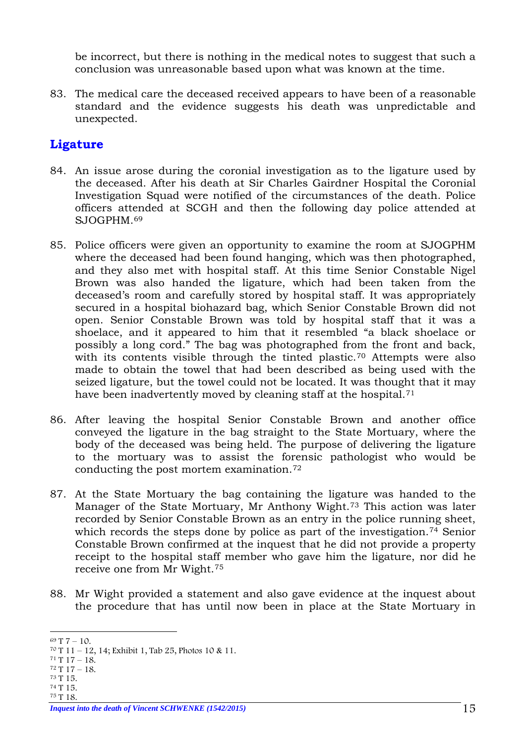be incorrect, but there is nothing in the medical notes to suggest that such a conclusion was unreasonable based upon what was known at the time.

83. The medical care the deceased received appears to have been of a reasonable standard and the evidence suggests his death was unpredictable and unexpected.

## Ligature

84. An issue arose during the coronial investigation as to the ligature used by the deceased. After his death at Sir Charles Gairdner Hospital the Coronial Investigation Squad were notified of the circumstances of the death. Police officers attended at SCGH and then the following day police attended at SJOGPHM.[69]

85. Police officers were given an opportunity to examine the room at SJOGPHM where the deceased had been found hanging, which was then photographed, and they also met with hospital staff. At this time Senior Constable Nigel Brown was also handed the ligature, which had been taken from the deceased's room and carefully stored by hospital staff. It was appropriately secured in a hospital biohazard bag, which Senior Constable Brown did not open. Senior Constable Brown was told by hospital staff that it was a shoelace, and it appeared to him that it resembled "a black shoelace or possibly a long cord." The bag was photographed from the front and back, with its contents visible through the tinted plastic.[70] Attempts were also made to obtain the towel that had been described as being used with the seized ligature, but the towel could not be located. It was thought that it may have been inadvertently moved by cleaning staff at the hospital.[71]

86. After leaving the hospital Senior Constable Brown and another office conveyed the ligature in the bag straight to the State Mortuary, where the body of the deceased was being held. The purpose of delivering the ligature to the mortuary was to assist the forensic pathologist who would be conducting the post mortem examination.[72]

87. At the State Mortuary the bag containing the ligature was handed to the Manager of the State Mortuary, Mr Anthony Wight.[73] This action was later recorded by Senior Constable Brown as an entry in the police running sheet, which records the steps done by police as part of the investigation.[74] Senior Constable Brown confirmed at the inquest that he did not provide a property receipt to the hospital staff member who gave him the ligature, nor did he receive one from Mr Wight.[75]

88. Mr Wight provided a statement and also gave evidence at the inquest about the procedure that has until now been in place at the State Mortuary in

---

[69] T 7 – 10.
[70] T 11 – 12, 14; Exhibit 1, Tab 25, Photos 10 & 11.
[71] T 17 – 18.
[72] T 17 – 18.
[73] T 15.
[74] T 15.
[75] T 18.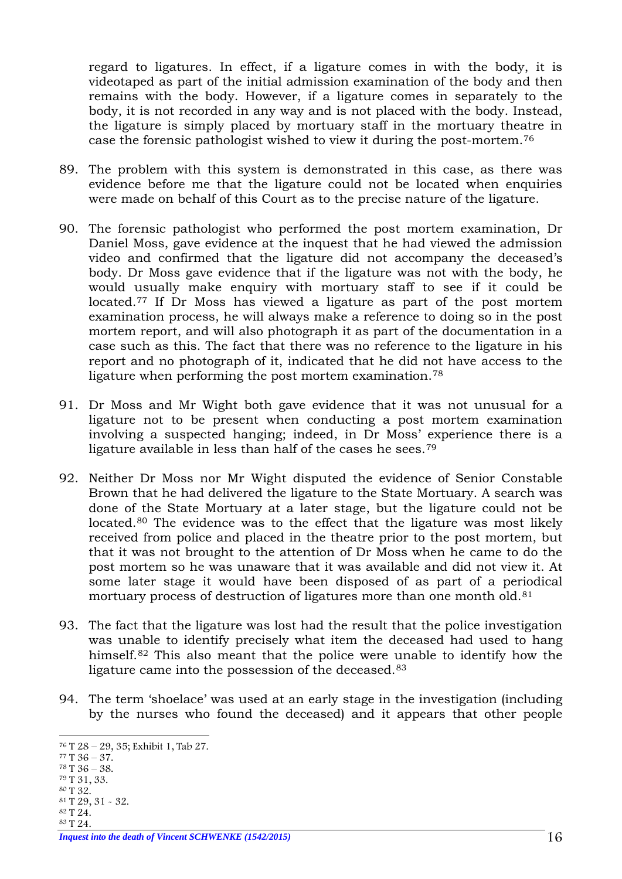regard to ligatures. In effect, if a ligature comes in with the body, it is videotaped as part of the initial admission examination of the body and then remains with the body. However, if a ligature comes in separately to the body, it is not recorded in any way and is not placed with the body. Instead, the ligature is simply placed by mortuary staff in the mortuary theatre in case the forensic pathologist wished to view it during the post-mortem.[76]

89. The problem with this system is demonstrated in this case, as there was evidence before me that the ligature could not be located when enquiries were made on behalf of this Court as to the precise nature of the ligature.

90. The forensic pathologist who performed the post mortem examination, Dr Daniel Moss, gave evidence at the inquest that he had viewed the admission video and confirmed that the ligature did not accompany the deceased's body. Dr Moss gave evidence that if the ligature was not with the body, he would usually make enquiry with mortuary staff to see if it could be located.[77] If Dr Moss has viewed a ligature as part of the post mortem examination process, he will always make a reference to doing so in the post mortem report, and will also photograph it as part of the documentation in a case such as this. The fact that there was no reference to the ligature in his report and no photograph of it, indicated that he did not have access to the ligature when performing the post mortem examination.[78]

91. Dr Moss and Mr Wight both gave evidence that it was not unusual for a ligature not to be present when conducting a post mortem examination involving a suspected hanging; indeed, in Dr Moss' experience there is a ligature available in less than half of the cases he sees.[79]

92. Neither Dr Moss nor Mr Wight disputed the evidence of Senior Constable Brown that he had delivered the ligature to the State Mortuary. A search was done of the State Mortuary at a later stage, but the ligature could not be located.[80] The evidence was to the effect that the ligature was most likely received from police and placed in the theatre prior to the post mortem, but that it was not brought to the attention of Dr Moss when he came to do the post mortem so he was unaware that it was available and did not view it. At some later stage it would have been disposed of as part of a periodical mortuary process of destruction of ligatures more than one month old.[81]

93. The fact that the ligature was lost had the result that the police investigation was unable to identify precisely what item the deceased had used to hang himself.[82] This also meant that the police were unable to identify how the ligature came into the possession of the deceased.[83]

94. The term 'shoelace' was used at an early stage in the investigation (including by the nurses who found the deceased) and it appears that other people

---

[76] T 28 – 29, 35; Exhibit 1, Tab 27.
[77] T 36 – 37.
[78] T 36 – 38.
[79] T 31, 33.
[80] T 32.
[81] T 29, 31 - 32.
[82] T 24.
[83] T 24.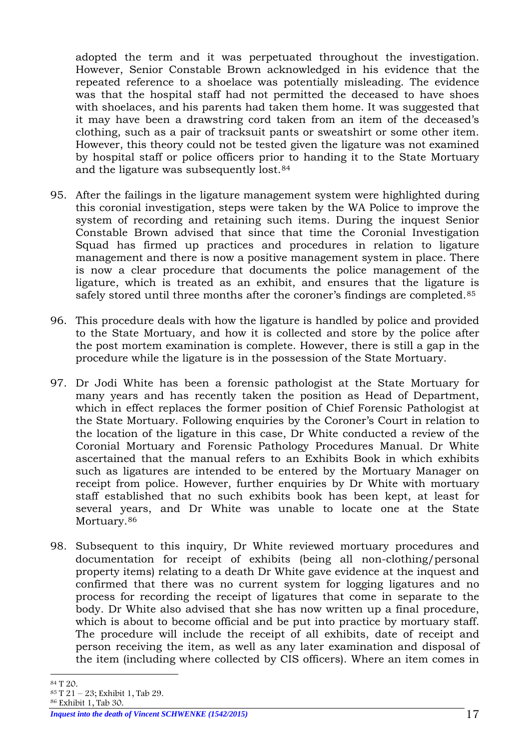adopted the term and it was perpetuated throughout the investigation. However, Senior Constable Brown acknowledged in his evidence that the repeated reference to a shoelace was potentially misleading. The evidence was that the hospital staff had not permitted the deceased to have shoes with shoelaces, and his parents had taken them home. It was suggested that it may have been a drawstring cord taken from an item of the deceased's clothing, such as a pair of tracksuit pants or sweatshirt or some other item. However, this theory could not be tested given the ligature was not examined by hospital staff or police officers prior to handing it to the State Mortuary and the ligature was subsequently lost.[84]

95. After the failings in the ligature management system were highlighted during this coronial investigation, steps were taken by the WA Police to improve the system of recording and retaining such items. During the inquest Senior Constable Brown advised that since that time the Coronial Investigation Squad has firmed up practices and procedures in relation to ligature management and there is now a positive management system in place. There is now a clear procedure that documents the police management of the ligature, which is treated as an exhibit, and ensures that the ligature is safely stored until three months after the coroner's findings are completed.[85]

96. This procedure deals with how the ligature is handled by police and provided to the State Mortuary, and how it is collected and store by the police after the post mortem examination is complete. However, there is still a gap in the procedure while the ligature is in the possession of the State Mortuary.

97. Dr Jodi White has been a forensic pathologist at the State Mortuary for many years and has recently taken the position as Head of Department, which in effect replaces the former position of Chief Forensic Pathologist at the State Mortuary. Following enquiries by the Coroner's Court in relation to the location of the ligature in this case, Dr White conducted a review of the Coronial Mortuary and Forensic Pathology Procedures Manual. Dr White ascertained that the manual refers to an Exhibits Book in which exhibits such as ligatures are intended to be entered by the Mortuary Manager on receipt from police. However, further enquiries by Dr White with mortuary staff established that no such exhibits book has been kept, at least for several years, and Dr White was unable to locate one at the State Mortuary.[86]

98. Subsequent to this inquiry, Dr White reviewed mortuary procedures and documentation for receipt of exhibits (being all non-clothing/personal property items) relating to a death Dr White gave evidence at the inquest and confirmed that there was no current system for logging ligatures and no process for recording the receipt of ligatures that come in separate to the body. Dr White also advised that she has now written up a final procedure, which is about to become official and be put into practice by mortuary staff. The procedure will include the receipt of all exhibits, date of receipt and person receiving the item, as well as any later examination and disposal of the item (including where collected by CIS officers). Where an item comes in

[84] T 20.

[85] T 21 – 23; Exhibit 1, Tab 29.

[86] Exhibit 1, Tab 30.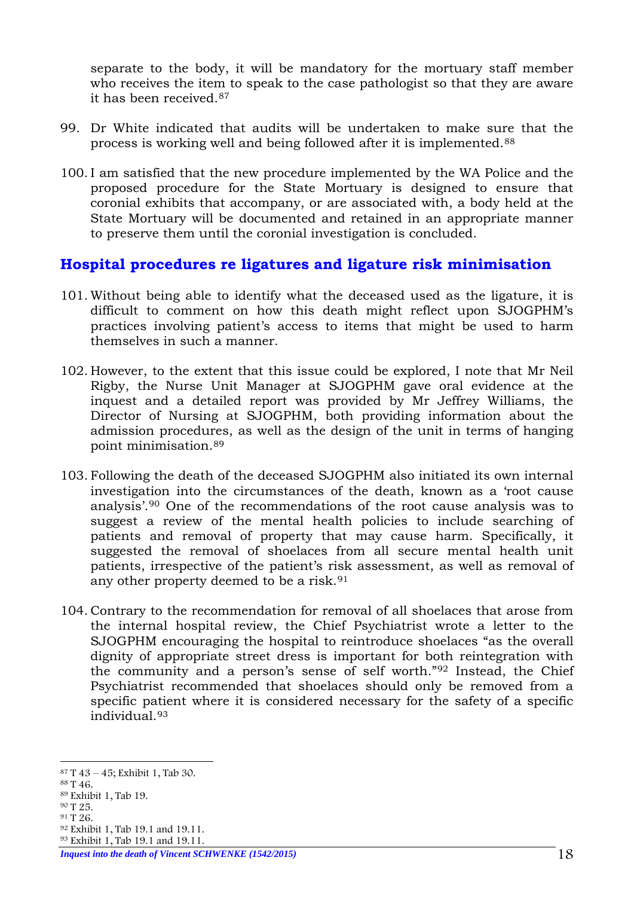separate to the body, it will be mandatory for the mortuary staff member who receives the item to speak to the case pathologist so that they are aware it has been received.[87]

99. Dr White indicated that audits will be undertaken to make sure that the process is working well and being followed after it is implemented.[88]

100. I am satisfied that the new procedure implemented by the WA Police and the proposed procedure for the State Mortuary is designed to ensure that coronial exhibits that accompany, or are associated with, a body held at the State Mortuary will be documented and retained in an appropriate manner to preserve them until the coronial investigation is concluded.

## Hospital procedures re ligatures and ligature risk minimisation

101. Without being able to identify what the deceased used as the ligature, it is difficult to comment on how this death might reflect upon SJOGPHM's practices involving patient's access to items that might be used to harm themselves in such a manner.

102. However, to the extent that this issue could be explored, I note that Mr Neil Rigby, the Nurse Unit Manager at SJOGPHM gave oral evidence at the inquest and a detailed report was provided by Mr Jeffrey Williams, the Director of Nursing at SJOGPHM, both providing information about the admission procedures, as well as the design of the unit in terms of hanging point minimisation.[89]

103. Following the death of the deceased SJOGPHM also initiated its own internal investigation into the circumstances of the death, known as a 'root cause analysis'.[90] One of the recommendations of the root cause analysis was to suggest a review of the mental health policies to include searching of patients and removal of property that may cause harm. Specifically, it suggested the removal of shoelaces from all secure mental health unit patients, irrespective of the patient's risk assessment, as well as removal of any other property deemed to be a risk.[91]

104. Contrary to the recommendation for removal of all shoelaces that arose from the internal hospital review, the Chief Psychiatrist wrote a letter to the SJOGPHM encouraging the hospital to reintroduce shoelaces "as the overall dignity of appropriate street dress is important for both reintegration with the community and a person's sense of self worth."[92] Instead, the Chief Psychiatrist recommended that shoelaces should only be removed from a specific patient where it is considered necessary for the safety of a specific individual.[93]

---

[87] T 43 – 45; Exhibit 1, Tab 30.
[88] T 46.
[89] Exhibit 1, Tab 19.
[90] T 25.
[91] T 26.
[92] Exhibit 1, Tab 19.1 and 19.11.
[93] Exhibit 1, Tab 19.1 and 19.11.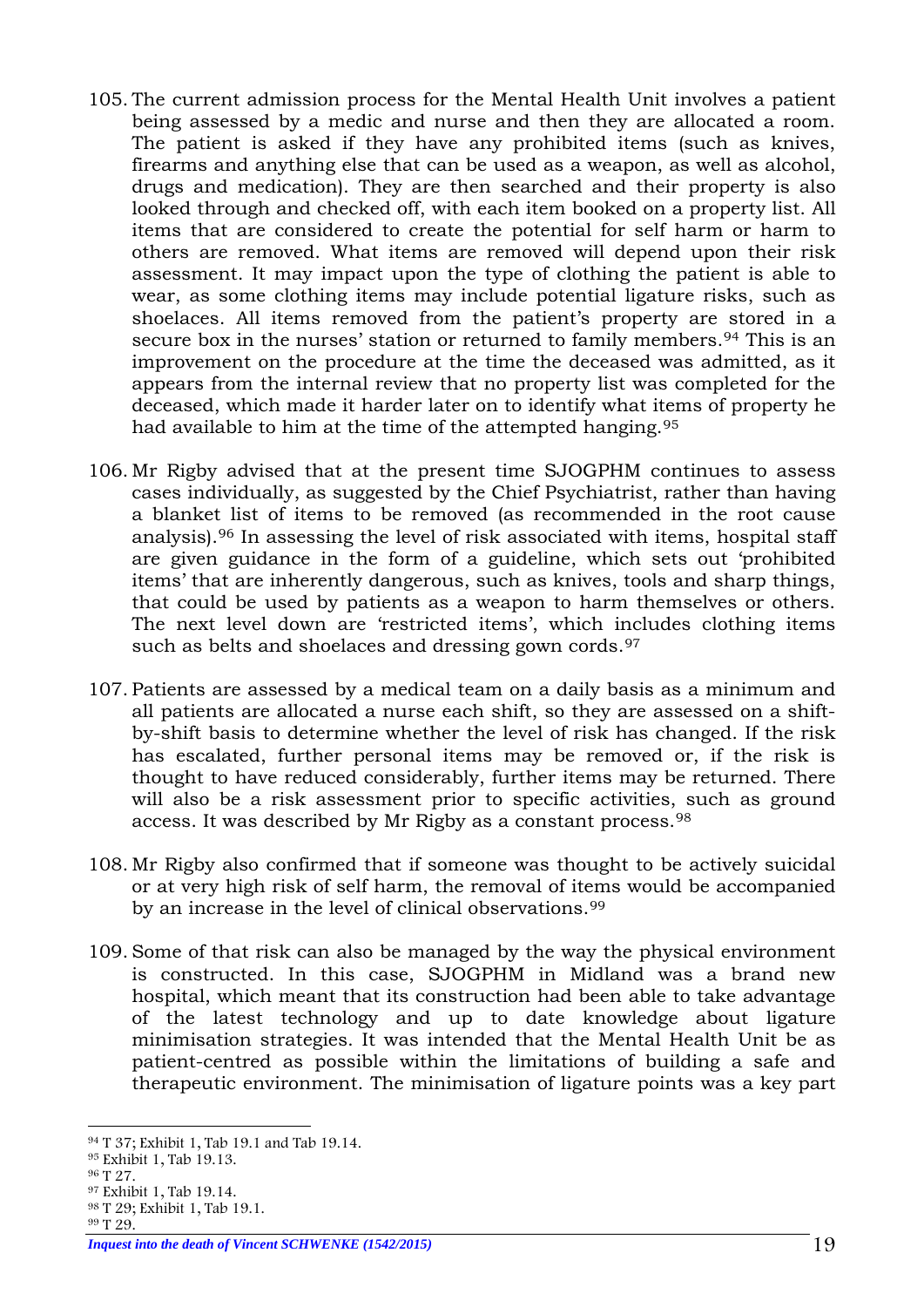105. The current admission process for the Mental Health Unit involves a patient being assessed by a medic and nurse and then they are allocated a room. The patient is asked if they have any prohibited items (such as knives, firearms and anything else that can be used as a weapon, as well as alcohol, drugs and medication). They are then searched and their property is also looked through and checked off, with each item booked on a property list. All items that are considered to create the potential for self harm or harm to others are removed. What items are removed will depend upon their risk assessment. It may impact upon the type of clothing the patient is able to wear, as some clothing items may include potential ligature risks, such as shoelaces. All items removed from the patient's property are stored in a secure box in the nurses' station or returned to family members.[94] This is an improvement on the procedure at the time the deceased was admitted, as it appears from the internal review that no property list was completed for the deceased, which made it harder later on to identify what items of property he had available to him at the time of the attempted hanging.[95]

106. Mr Rigby advised that at the present time SJOGPHM continues to assess cases individually, as suggested by the Chief Psychiatrist, rather than having a blanket list of items to be removed (as recommended in the root cause analysis).[96] In assessing the level of risk associated with items, hospital staff are given guidance in the form of a guideline, which sets out 'prohibited items' that are inherently dangerous, such as knives, tools and sharp things, that could be used by patients as a weapon to harm themselves or others. The next level down are 'restricted items', which includes clothing items such as belts and shoelaces and dressing gown cords.[97]

107. Patients are assessed by a medical team on a daily basis as a minimum and all patients are allocated a nurse each shift, so they are assessed on a shift-by-shift basis to determine whether the level of risk has changed. If the risk has escalated, further personal items may be removed or, if the risk is thought to have reduced considerably, further items may be returned. There will also be a risk assessment prior to specific activities, such as ground access. It was described by Mr Rigby as a constant process.[98]

108. Mr Rigby also confirmed that if someone was thought to be actively suicidal or at very high risk of self harm, the removal of items would be accompanied by an increase in the level of clinical observations.[99]

109. Some of that risk can also be managed by the way the physical environment is constructed. In this case, SJOGPHM in Midland was a brand new hospital, which meant that its construction had been able to take advantage of the latest technology and up to date knowledge about ligature minimisation strategies. It was intended that the Mental Health Unit be as patient-centred as possible within the limitations of building a safe and therapeutic environment. The minimisation of ligature points was a key part

[94] T 37; Exhibit 1, Tab 19.1 and Tab 19.14.
[95] Exhibit 1, Tab 19.13.
[96] T 27.
[97] Exhibit 1, Tab 19.14.
[98] T 29; Exhibit 1, Tab 19.1.
[99] T 29.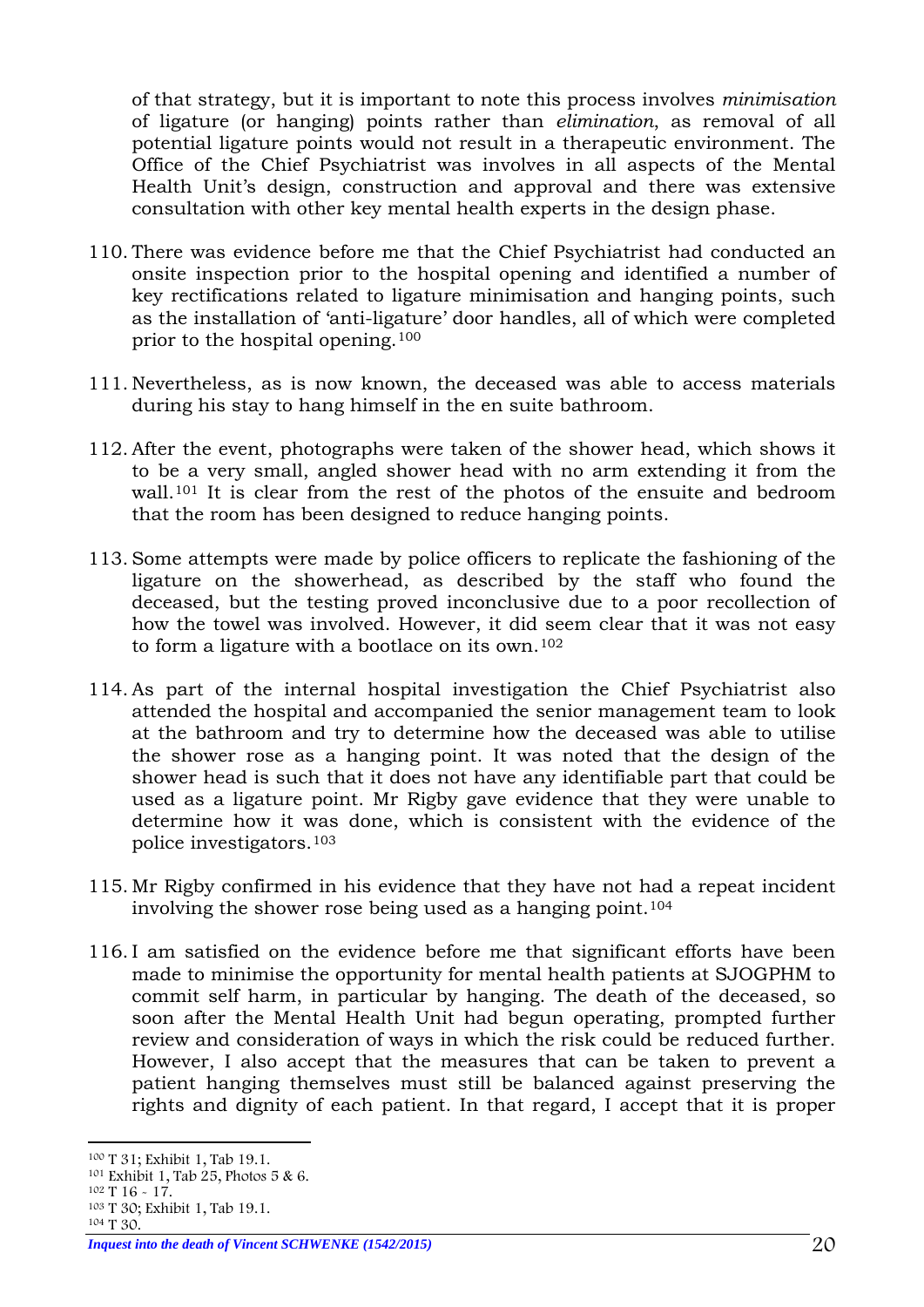of that strategy, but it is important to note this process involves *minimisation* of ligature (or hanging) points rather than *elimination*, as removal of all potential ligature points would not result in a therapeutic environment. The Office of the Chief Psychiatrist was involves in all aspects of the Mental Health Unit's design, construction and approval and there was extensive consultation with other key mental health experts in the design phase.

110. There was evidence before me that the Chief Psychiatrist had conducted an onsite inspection prior to the hospital opening and identified a number of key rectifications related to ligature minimisation and hanging points, such as the installation of 'anti-ligature' door handles, all of which were completed prior to the hospital opening.[100]

111. Nevertheless, as is now known, the deceased was able to access materials during his stay to hang himself in the en suite bathroom.

112. After the event, photographs were taken of the shower head, which shows it to be a very small, angled shower head with no arm extending it from the wall.[101] It is clear from the rest of the photos of the ensuite and bedroom that the room has been designed to reduce hanging points.

113. Some attempts were made by police officers to replicate the fashioning of the ligature on the showerhead, as described by the staff who found the deceased, but the testing proved inconclusive due to a poor recollection of how the towel was involved. However, it did seem clear that it was not easy to form a ligature with a bootlace on its own.[102]

114. As part of the internal hospital investigation the Chief Psychiatrist also attended the hospital and accompanied the senior management team to look at the bathroom and try to determine how the deceased was able to utilise the shower rose as a hanging point. It was noted that the design of the shower head is such that it does not have any identifiable part that could be used as a ligature point. Mr Rigby gave evidence that they were unable to determine how it was done, which is consistent with the evidence of the police investigators.[103]

115. Mr Rigby confirmed in his evidence that they have not had a repeat incident involving the shower rose being used as a hanging point.[104]

116. I am satisfied on the evidence before me that significant efforts have been made to minimise the opportunity for mental health patients at SJOGPHM to commit self harm, in particular by hanging. The death of the deceased, so soon after the Mental Health Unit had begun operating, prompted further review and consideration of ways in which the risk could be reduced further. However, I also accept that the measures that can be taken to prevent a patient hanging themselves must still be balanced against preserving the rights and dignity of each patient. In that regard, I accept that it is proper

---

[100] T 31; Exhibit 1, Tab 19.1.
[101] Exhibit 1, Tab 25, Photos 5 & 6.
[102] T 16 - 17.
[103] T 30; Exhibit 1, Tab 19.1.
[104] T 30.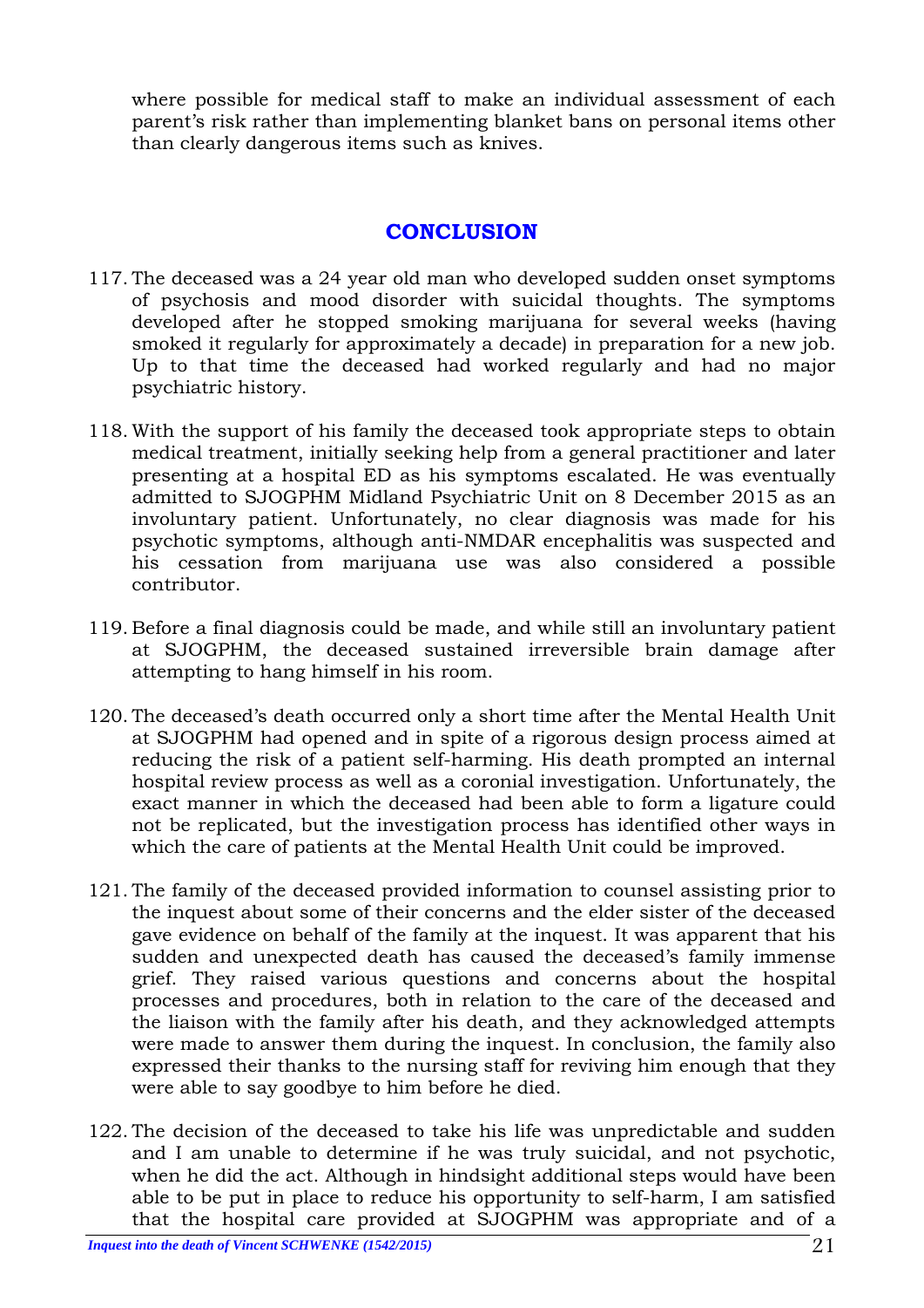where possible for medical staff to make an individual assessment of each parent's risk rather than implementing blanket bans on personal items other than clearly dangerous items such as knives.

## CONCLUSION

117. The deceased was a 24 year old man who developed sudden onset symptoms of psychosis and mood disorder with suicidal thoughts. The symptoms developed after he stopped smoking marijuana for several weeks (having smoked it regularly for approximately a decade) in preparation for a new job. Up to that time the deceased had worked regularly and had no major psychiatric history.

118. With the support of his family the deceased took appropriate steps to obtain medical treatment, initially seeking help from a general practitioner and later presenting at a hospital ED as his symptoms escalated. He was eventually admitted to SJOGPHM Midland Psychiatric Unit on 8 December 2015 as an involuntary patient. Unfortunately, no clear diagnosis was made for his psychotic symptoms, although anti-NMDAR encephalitis was suspected and his cessation from marijuana use was also considered a possible contributor.

119. Before a final diagnosis could be made, and while still an involuntary patient at SJOGPHM, the deceased sustained irreversible brain damage after attempting to hang himself in his room.

120. The deceased's death occurred only a short time after the Mental Health Unit at SJOGPHM had opened and in spite of a rigorous design process aimed at reducing the risk of a patient self-harming. His death prompted an internal hospital review process as well as a coronial investigation. Unfortunately, the exact manner in which the deceased had been able to form a ligature could not be replicated, but the investigation process has identified other ways in which the care of patients at the Mental Health Unit could be improved.

121. The family of the deceased provided information to counsel assisting prior to the inquest about some of their concerns and the elder sister of the deceased gave evidence on behalf of the family at the inquest. It was apparent that his sudden and unexpected death has caused the deceased's family immense grief. They raised various questions and concerns about the hospital processes and procedures, both in relation to the care of the deceased and the liaison with the family after his death, and they acknowledged attempts were made to answer them during the inquest. In conclusion, the family also expressed their thanks to the nursing staff for reviving him enough that they were able to say goodbye to him before he died.

122. The decision of the deceased to take his life was unpredictable and sudden and I am unable to determine if he was truly suicidal, and not psychotic, when he did the act. Although in hindsight additional steps would have been able to be put in place to reduce his opportunity to self-harm, I am satisfied that the hospital care provided at SJOGPHM was appropriate and of a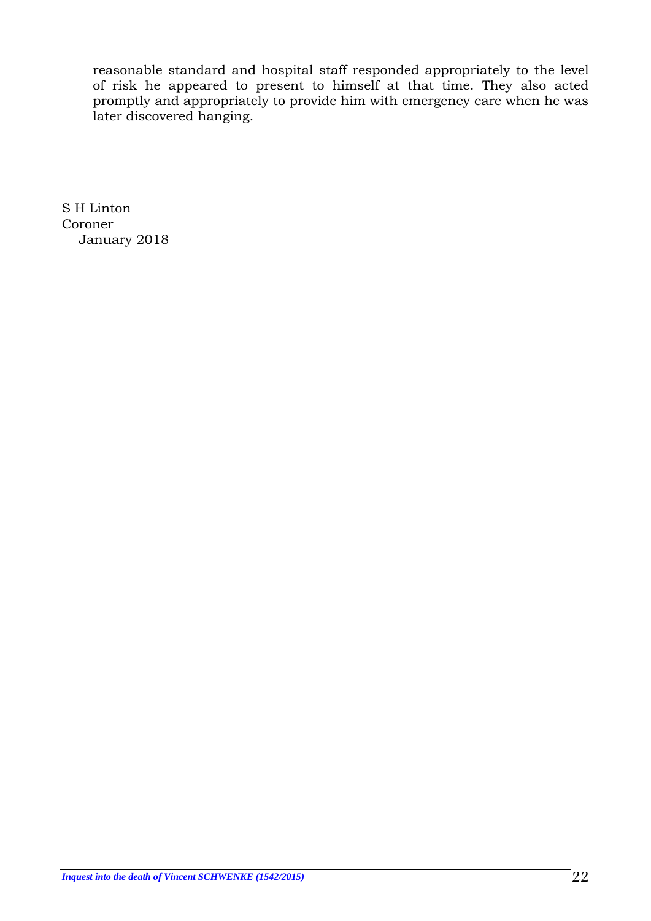reasonable standard and hospital staff responded appropriately to the level of risk he appeared to present to himself at that time. They also acted promptly and appropriately to provide him with emergency care when he was later discovered hanging.

S H Linton
Coroner
January 2018